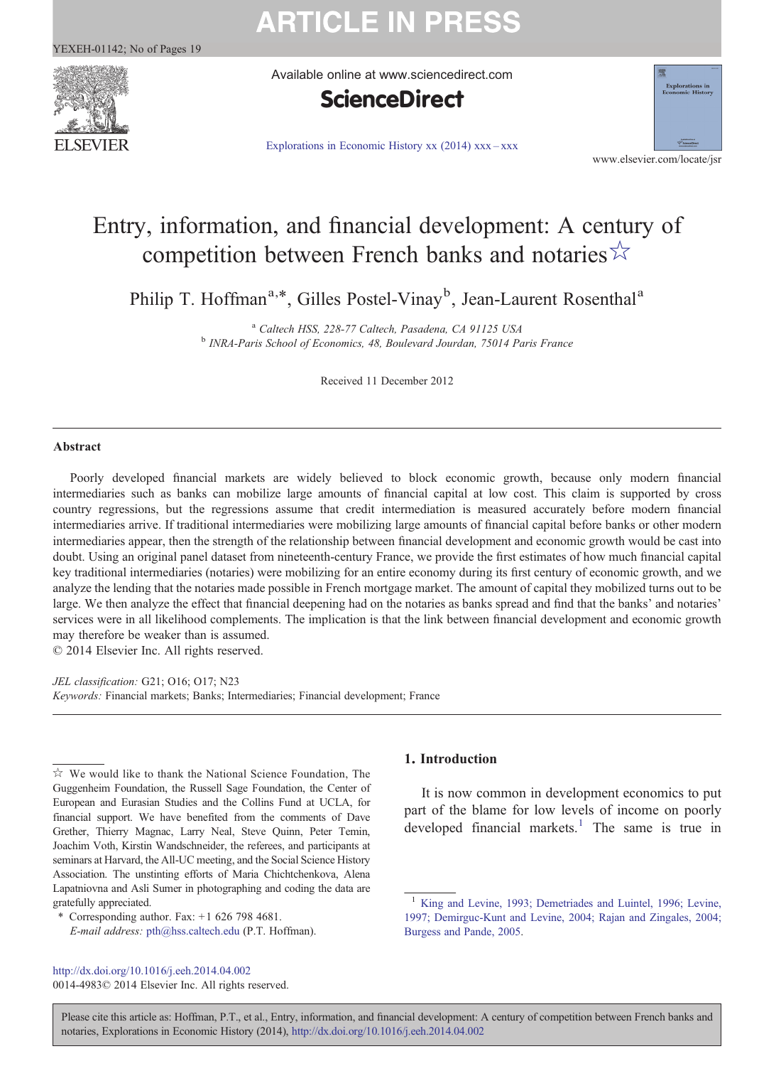# Entry, information, and financial development: A century of competition between French banks and notaries☆

Philip T. Hoffman[a,*], Gilles Postel-Vinay[b], Jean-Laurent Rosenthal[a]

[a] Caltech HSS, 228-77 Caltech, Pasadena, CA 91125 USA
[b] INRA-Paris School of Economics, 48, Boulevard Jourdan, 75014 Paris France

Received 11 December 2012

## Abstract

Poorly developed financial markets are widely believed to block economic growth, because only modern financial intermediaries such as banks can mobilize large amounts of financial capital at low cost. This claim is supported by cross country regressions, but the regressions assume that credit intermediation is measured accurately before modern financial intermediaries arrive. If traditional intermediaries were mobilizing large amounts of financial capital before banks or other modern intermediaries appear, then the strength of the relationship between financial development and economic growth would be cast into doubt. Using an original panel dataset from nineteenth-century France, we provide the first estimates of how much financial capital key traditional intermediaries (notaries) were mobilizing for an entire economy during its first century of economic growth, and we analyze the lending that the notaries made possible in French mortgage market. The amount of capital they mobilized turns out to be large. We then analyze the effect that financial deepening had on the notaries as banks spread and find that the banks' and notaries' services were in all likelihood complements. The implication is that the link between financial development and economic growth may therefore be weaker than is assumed.

© 2014 Elsevier Inc. All rights reserved.

*JEL classification:* G21; O16; O17; N23

*Keywords:* Financial markets; Banks; Intermediaries; Financial development; France

## 1. Introduction

It is now common in development economics to put part of the blame for low levels of income on poorly developed financial markets.[1] The same is true in

---

☆ We would like to thank the National Science Foundation, The Guggenheim Foundation, the Russell Sage Foundation, the Center of European and Eurasian Studies and the Collins Fund at UCLA, for financial support. We have benefited from the comments of Dave Grether, Thierry Magnac, Larry Neal, Steve Quinn, Peter Temin, Joachim Voth, Kirstin Wandschneider, the referees, and participants at seminars at Harvard, the All-UC meeting, and the Social Science History Association. The unstinting efforts of Maria Chichtchenkova, Alena Lapatniovna and Asli Sumer in photographing and coding the data are gratefully appreciated.

\* Corresponding author. Fax: +1 626 798 4681.
*E-mail address:* pth@hss.caltech.edu (P.T. Hoffman).

[1] King and Levine, 1993; Demetriades and Luintel, 1996; Levine, 1997; Demirguc-Kunt and Levine, 2004; Rajan and Zingales, 2004; Burgess and Pande, 2005.

http://dx.doi.org/10.1016/j.eeh.2014.04.002
0014-4983© 2014 Elsevier Inc. All rights reserved.

Please cite this article as: Hoffman, P.T., et al., Entry, information, and financial development: A century of competition between French banks and notaries, Explorations in Economic History (2014), http://dx.doi.org/10.1016/j.eeh.2014.04.002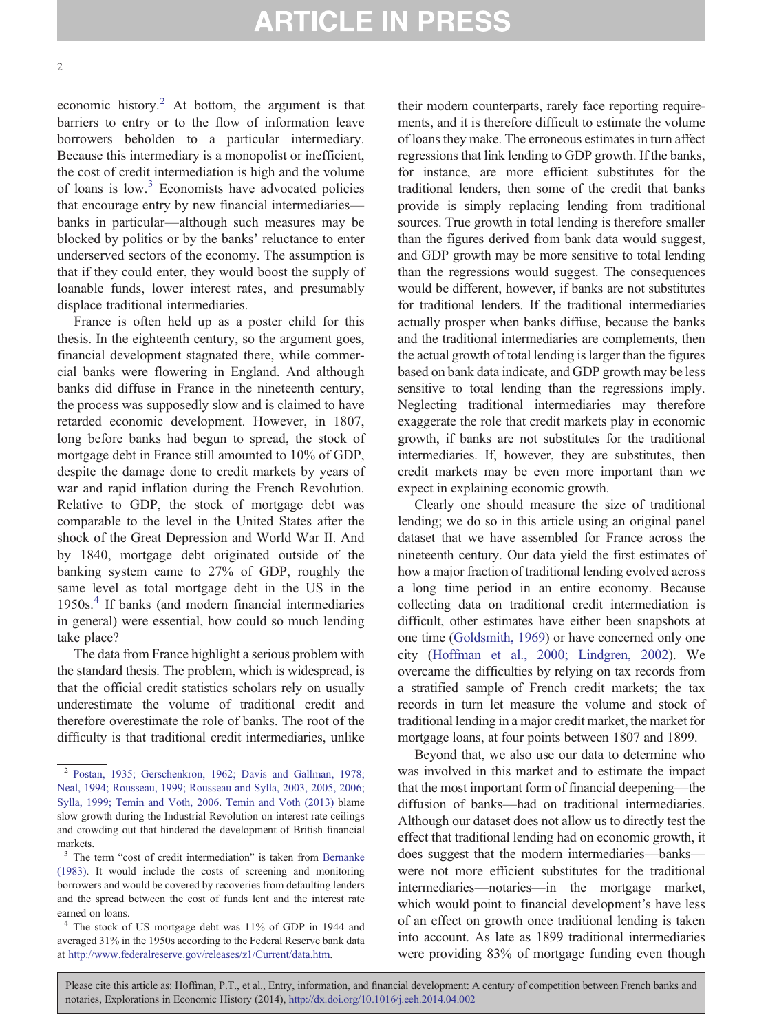economic history.[2] At bottom, the argument is that barriers to entry or to the flow of information leave borrowers beholden to a particular intermediary. Because this intermediary is a monopolist or inefficient, the cost of credit intermediation is high and the volume of loans is low.[3] Economists have advocated policies that encourage entry by new financial intermediaries—banks in particular—although such measures may be blocked by politics or by the banks' reluctance to enter underserved sectors of the economy. The assumption is that if they could enter, they would boost the supply of loanable funds, lower interest rates, and presumably displace traditional intermediaries.

France is often held up as a poster child for this thesis. In the eighteenth century, so the argument goes, financial development stagnated there, while commercial banks were flowering in England. And although banks did diffuse in France in the nineteenth century, the process was supposedly slow and is claimed to have retarded economic development. However, in 1807, long before banks had begun to spread, the stock of mortgage debt in France still amounted to 10% of GDP, despite the damage done to credit markets by years of war and rapid inflation during the French Revolution. Relative to GDP, the stock of mortgage debt was comparable to the level in the United States after the shock of the Great Depression and World War II. And by 1840, mortgage debt originated outside of the banking system came to 27% of GDP, roughly the same level as total mortgage debt in the US in the 1950s.[4] If banks (and modern financial intermediaries in general) were essential, how could so much lending take place?

The data from France highlight a serious problem with the standard thesis. The problem, which is widespread, is that the official credit statistics scholars rely on usually underestimate the volume of traditional credit and therefore overestimate the role of banks. The root of the difficulty is that traditional credit intermediaries, unlike their modern counterparts, rarely face reporting requirements, and it is therefore difficult to estimate the volume of loans they make. The erroneous estimates in turn affect regressions that link lending to GDP growth. If the banks, for instance, are more efficient substitutes for the traditional lenders, then some of the credit that banks provide is simply replacing lending from traditional sources. True growth in total lending is therefore smaller than the figures derived from bank data would suggest, and GDP growth may be more sensitive to total lending than the regressions would suggest. The consequences would be different, however, if banks are not substitutes for traditional lenders. If the traditional intermediaries actually prosper when banks diffuse, because the banks and the traditional intermediaries are complements, then the actual growth of total lending is larger than the figures based on bank data indicate, and GDP growth may be less sensitive to total lending than the regressions imply. Neglecting traditional intermediaries may therefore exaggerate the role that credit markets play in economic growth, if banks are not substitutes for the traditional intermediaries. If, however, they are substitutes, then credit markets may be even more important than we expect in explaining economic growth.

Clearly one should measure the size of traditional lending; we do so in this article using an original panel dataset that we have assembled for France across the nineteenth century. Our data yield the first estimates of how a major fraction of traditional lending evolved across a long time period in an entire economy. Because collecting data on traditional credit intermediation is difficult, other estimates have either been snapshots at one time (Goldsmith, 1969) or have concerned only one city (Hoffman et al., 2000; Lindgren, 2002). We overcame the difficulties by relying on tax records from a stratified sample of French credit markets; the tax records in turn let measure the volume and stock of traditional lending in a major credit market, the market for mortgage loans, at four points between 1807 and 1899.

Beyond that, we also use our data to determine who was involved in this market and to estimate the impact that the most important form of financial deepening—the diffusion of banks—had on traditional intermediaries. Although our dataset does not allow us to directly test the effect that traditional lending had on economic growth, it does suggest that the modern intermediaries—banks—were not more efficient substitutes for the traditional intermediaries—notaries—in the mortgage market, which would point to financial development's have less of an effect on growth once traditional lending is taken into account. As late as 1899 traditional intermediaries were providing 83% of mortgage funding even though

[2] Postan, 1935; Gerschenkron, 1962; Davis and Gallman, 1978; Neal, 1994; Rousseau, 1999; Rousseau and Sylla, 2003, 2005, 2006; Sylla, 1999; Temin and Voth, 2006. Temin and Voth (2013) blame slow growth during the Industrial Revolution on interest rate ceilings and crowding out that hindered the development of British financial markets.

[3] The term "cost of credit intermediation" is taken from Bernanke (1983). It would include the costs of screening and monitoring borrowers and would be covered by recoveries from defaulting lenders and the spread between the cost of funds lent and the interest rate earned on loans.

[4] The stock of US mortgage debt was 11% of GDP in 1944 and averaged 31% in the 1950s according to the Federal Reserve bank data at http://www.federalreserve.gov/releases/z1/Current/data.htm.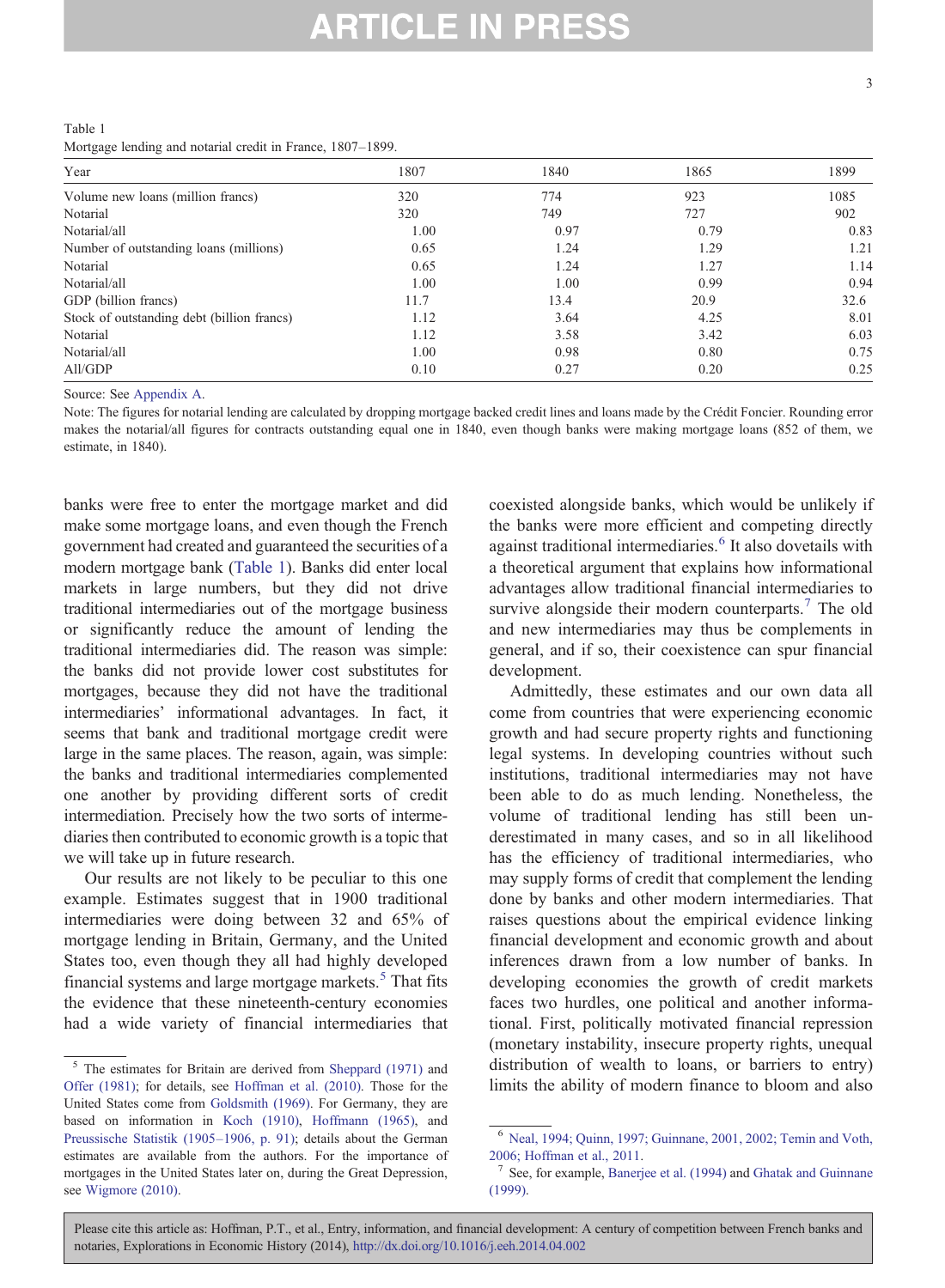Table 1
Mortgage lending and notarial credit in France, 1807–1899.

| Year | 1807 | 1840 | 1865 | 1899 |
|---|---|---|---|---|
| Volume new loans (million francs) | 320 | 774 | 923 | 1085 |
| Notarial | 320 | 749 | 727 | 902 |
| Notarial/all | 1.00 | 0.97 | 0.79 | 0.83 |
| Number of outstanding loans (millions) | 0.65 | 1.24 | 1.29 | 1.21 |
| Notarial | 0.65 | 1.24 | 1.27 | 1.14 |
| Notarial/all | 1.00 | 1.00 | 0.99 | 0.94 |
| GDP (billion francs) | 11.7 | 13.4 | 20.9 | 32.6 |
| Stock of outstanding debt (billion francs) | 1.12 | 3.64 | 4.25 | 8.01 |
| Notarial | 1.12 | 3.58 | 3.42 | 6.03 |
| Notarial/all | 1.00 | 0.98 | 0.80 | 0.75 |
| All/GDP | 0.10 | 0.27 | 0.20 | 0.25 |

Source: See Appendix A.

Note: The figures for notarial lending are calculated by dropping mortgage backed credit lines and loans made by the Crédit Foncier. Rounding error makes the notarial/all figures for contracts outstanding equal one in 1840, even though banks were making mortgage loans (852 of them, we estimate, in 1840).

banks were free to enter the mortgage market and did make some mortgage loans, and even though the French government had created and guaranteed the securities of a modern mortgage bank (Table 1). Banks did enter local markets in large numbers, but they did not drive traditional intermediaries out of the mortgage business or significantly reduce the amount of lending the traditional intermediaries did. The reason was simple: the banks did not provide lower cost substitutes for mortgages, because they did not have the traditional intermediaries' informational advantages. In fact, it seems that bank and traditional mortgage credit were large in the same places. The reason, again, was simple: the banks and traditional intermediaries complemented one another by providing different sorts of credit intermediation. Precisely how the two sorts of intermediaries then contributed to economic growth is a topic that we will take up in future research.

Our results are not likely to be peculiar to this one example. Estimates suggest that in 1900 traditional intermediaries were doing between 32 and 65% of mortgage lending in Britain, Germany, and the United States too, even though they all had highly developed financial systems and large mortgage markets.[5] That fits the evidence that these nineteenth-century economies had a wide variety of financial intermediaries that coexisted alongside banks, which would be unlikely if the banks were more efficient and competing directly against traditional intermediaries.[6] It also dovetails with a theoretical argument that explains how informational advantages allow traditional financial intermediaries to survive alongside their modern counterparts.[7] The old and new intermediaries may thus be complements in general, and if so, their coexistence can spur financial development.

Admittedly, these estimates and our own data all come from countries that were experiencing economic growth and had secure property rights and functioning legal systems. In developing countries without such institutions, traditional intermediaries may not have been able to do as much lending. Nonetheless, the volume of traditional lending has still been underestimated in many cases, and so in all likelihood has the efficiency of traditional intermediaries, who may supply forms of credit that complement the lending done by banks and other modern intermediaries. That raises questions about the empirical evidence linking financial development and economic growth and about inferences drawn from a low number of banks. In developing economies the growth of credit markets faces two hurdles, one political and another informational. First, politically motivated financial repression (monetary instability, insecure property rights, unequal distribution of wealth to loans, or barriers to entry) limits the ability of modern finance to bloom and also

[5] The estimates for Britain are derived from Sheppard (1971) and Offer (1981); for details, see Hoffman et al. (2010). Those for the United States come from Goldsmith (1969). For Germany, they are based on information in Koch (1910), Hoffmann (1965), and Preussische Statistik (1905–1906, p. 91); details about the German estimates are available from the authors. For the importance of mortgages in the United States later on, during the Great Depression, see Wigmore (2010).

[6] Neal, 1994; Quinn, 1997; Guinnane, 2001, 2002; Temin and Voth, 2006; Hoffman et al., 2011.

[7] See, for example, Banerjee et al. (1994) and Ghatak and Guinnane (1999).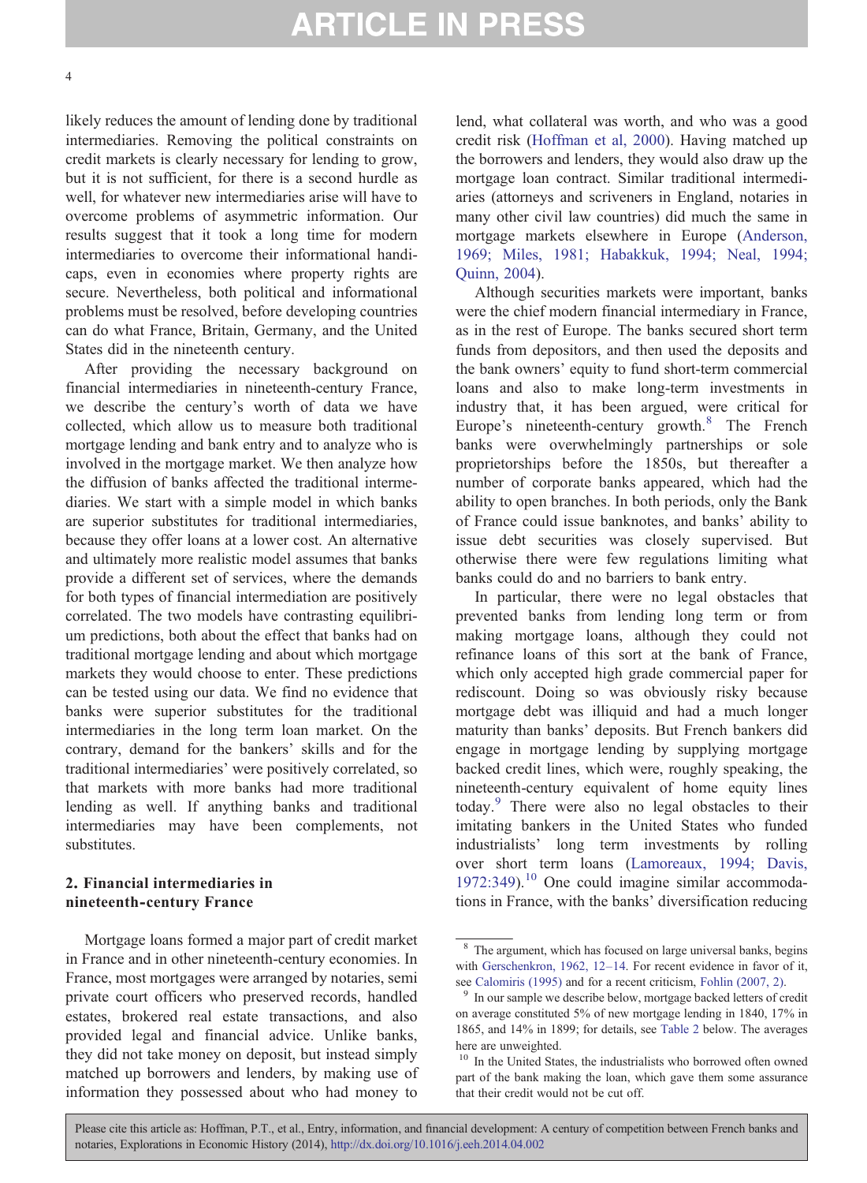likely reduces the amount of lending done by traditional intermediaries. Removing the political constraints on credit markets is clearly necessary for lending to grow, but it is not sufficient, for there is a second hurdle as well, for whatever new intermediaries arise will have to overcome problems of asymmetric information. Our results suggest that it took a long time for modern intermediaries to overcome their informational handicaps, even in economies where property rights are secure. Nevertheless, both political and informational problems must be resolved, before developing countries can do what France, Britain, Germany, and the United States did in the nineteenth century.

After providing the necessary background on financial intermediaries in nineteenth-century France, we describe the century's worth of data we have collected, which allow us to measure both traditional mortgage lending and bank entry and to analyze who is involved in the mortgage market. We then analyze how the diffusion of banks affected the traditional intermediaries. We start with a simple model in which banks are superior substitutes for traditional intermediaries, because they offer loans at a lower cost. An alternative and ultimately more realistic model assumes that banks provide a different set of services, where the demands for both types of financial intermediation are positively correlated. The two models have contrasting equilibrium predictions, both about the effect that banks had on traditional mortgage lending and about which mortgage markets they would choose to enter. These predictions can be tested using our data. We find no evidence that banks were superior substitutes for the traditional intermediaries in the long term loan market. On the contrary, demand for the bankers' skills and for the traditional intermediaries' were positively correlated, so that markets with more banks had more traditional lending as well. If anything banks and traditional intermediaries may have been complements, not substitutes.

## 2. Financial intermediaries in nineteenth-century France

Mortgage loans formed a major part of credit market in France and in other nineteenth-century economies. In France, most mortgages were arranged by notaries, semi private court officers who preserved records, handled estates, brokered real estate transactions, and also provided legal and financial advice. Unlike banks, they did not take money on deposit, but instead simply matched up borrowers and lenders, by making use of information they possessed about who had money to lend, what collateral was worth, and who was a good credit risk (Hoffman et al, 2000). Having matched up the borrowers and lenders, they would also draw up the mortgage loan contract. Similar traditional intermediaries (attorneys and scriveners in England, notaries in many other civil law countries) did much the same in mortgage markets elsewhere in Europe (Anderson, 1969; Miles, 1981; Habakkuk, 1994; Neal, 1994; Quinn, 2004).

Although securities markets were important, banks were the chief modern financial intermediary in France, as in the rest of Europe. The banks secured short term funds from depositors, and then used the deposits and the bank owners' equity to fund short-term commercial loans and also to make long-term investments in industry that, it has been argued, were critical for Europe's nineteenth-century growth.[8] The French banks were overwhelmingly partnerships or sole proprietorships before the 1850s, but thereafter a number of corporate banks appeared, which had the ability to open branches. In both periods, only the Bank of France could issue banknotes, and banks' ability to issue debt securities was closely supervised. But otherwise there were few regulations limiting what banks could do and no barriers to bank entry.

In particular, there were no legal obstacles that prevented banks from lending long term or from making mortgage loans, although they could not refinance loans of this sort at the bank of France, which only accepted high grade commercial paper for rediscount. Doing so was obviously risky because mortgage debt was illiquid and had a much longer maturity than banks' deposits. But French bankers did engage in mortgage lending by supplying mortgage backed credit lines, which were, roughly speaking, the nineteenth-century equivalent of home equity lines today.[9] There were also no legal obstacles to their imitating bankers in the United States who funded industrialists' long term investments by rolling over short term loans (Lamoreaux, 1994; Davis, 1972:349).[10] One could imagine similar accommodations in France, with the banks' diversification reducing

[8] The argument, which has focused on large universal banks, begins with Gerschenkron, 1962, 12–14. For recent evidence in favor of it, see Calomiris (1995) and for a recent criticism, Fohlin (2007, 2).

[9] In our sample we describe below, mortgage backed letters of credit on average constituted 5% of new mortgage lending in 1840, 17% in 1865, and 14% in 1899; for details, see Table 2 below. The averages here are unweighted.

[10] In the United States, the industrialists who borrowed often owned part of the bank making the loan, which gave them some assurance that their credit would not be cut off.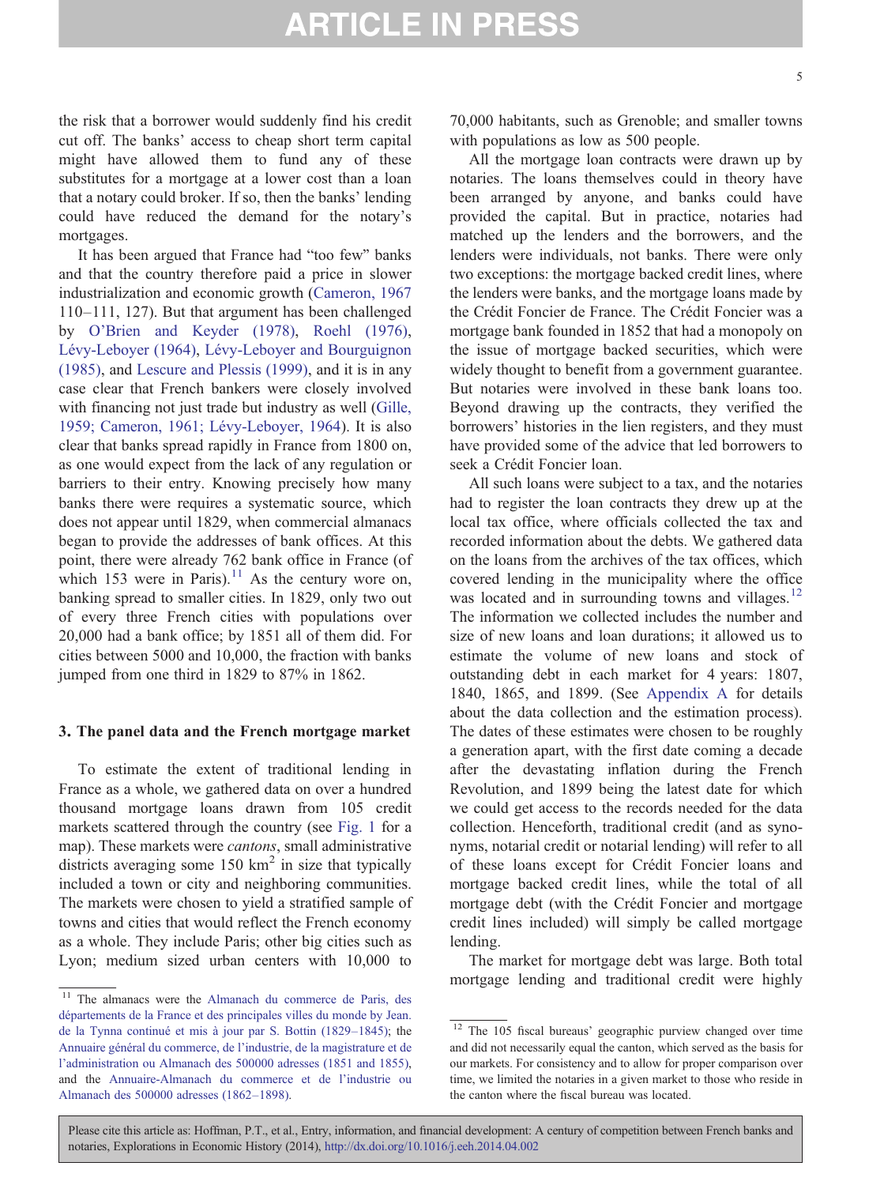the risk that a borrower would suddenly find his credit cut off. The banks' access to cheap short term capital might have allowed them to fund any of these substitutes for a mortgage at a lower cost than a loan that a notary could broker. If so, then the banks' lending could have reduced the demand for the notary's mortgages.

It has been argued that France had "too few" banks and that the country therefore paid a price in slower industrialization and economic growth (Cameron, 1967 110–111, 127). But that argument has been challenged by O'Brien and Keyder (1978), Roehl (1976), Lévy-Leboyer (1964), Lévy-Leboyer and Bourguignon (1985), and Lescure and Plessis (1999), and it is in any case clear that French bankers were closely involved with financing not just trade but industry as well (Gille, 1959; Cameron, 1961; Lévy-Leboyer, 1964). It is also clear that banks spread rapidly in France from 1800 on, as one would expect from the lack of any regulation or barriers to their entry. Knowing precisely how many banks there were requires a systematic source, which does not appear until 1829, when commercial almanacs began to provide the addresses of bank offices. At this point, there were already 762 bank office in France (of which 153 were in Paris).[11] As the century wore on, banking spread to smaller cities. In 1829, only two out of every three French cities with populations over 20,000 had a bank office; by 1851 all of them did. For cities between 5000 and 10,000, the fraction with banks jumped from one third in 1829 to 87% in 1862.

## 3. The panel data and the French mortgage market

To estimate the extent of traditional lending in France as a whole, we gathered data on over a hundred thousand mortgage loans drawn from 105 credit markets scattered through the country (see Fig. 1 for a map). These markets were *cantons*, small administrative districts averaging some 150 km$^2$ in size that typically included a town or city and neighboring communities. The markets were chosen to yield a stratified sample of towns and cities that would reflect the French economy as a whole. They include Paris; other big cities such as Lyon; medium sized urban centers with 10,000 to 70,000 habitants, such as Grenoble; and smaller towns with populations as low as 500 people.

All the mortgage loan contracts were drawn up by notaries. The loans themselves could in theory have been arranged by anyone, and banks could have provided the capital. But in practice, notaries had matched up the lenders and the borrowers, and the lenders were individuals, not banks. There were only two exceptions: the mortgage backed credit lines, where the lenders were banks, and the mortgage loans made by the Crédit Foncier de France. The Crédit Foncier was a mortgage bank founded in 1852 that had a monopoly on the issue of mortgage backed securities, which were widely thought to benefit from a government guarantee. But notaries were involved in these bank loans too. Beyond drawing up the contracts, they verified the borrowers' histories in the lien registers, and they must have provided some of the advice that led borrowers to seek a Crédit Foncier loan.

All such loans were subject to a tax, and the notaries had to register the loan contracts they drew up at the local tax office, where officials collected the tax and recorded information about the debts. We gathered data on the loans from the archives of the tax offices, which covered lending in the municipality where the office was located and in surrounding towns and villages.[12] The information we collected includes the number and size of new loans and loan durations; it allowed us to estimate the volume of new loans and stock of outstanding debt in each market for 4 years: 1807, 1840, 1865, and 1899. (See Appendix A for details about the data collection and the estimation process). The dates of these estimates were chosen to be roughly a generation apart, with the first date coming a decade after the devastating inflation during the French Revolution, and 1899 being the latest date for which we could get access to the records needed for the data collection. Henceforth, traditional credit (and as synonyms, notarial credit or notarial lending) will refer to all of these loans except for Crédit Foncier loans and mortgage backed credit lines, while the total of all mortgage debt (with the Crédit Foncier and mortgage credit lines included) will simply be called mortgage lending.

The market for mortgage debt was large. Both total mortgage lending and traditional credit were highly

---

[11] The almanacs were the Almanach du commerce de Paris, des départements de la France et des principales villes du monde by Jean. de la Tynna continué et mis à jour par S. Bottin (1829–1845); the Annuaire général du commerce, de l'industrie, de la magistrature et de l'administration ou Almanach des 500000 adresses (1851 and 1855), and the Annuaire-Almanach du commerce et de l'industrie ou Almanach des 500000 adresses (1862–1898).

[12] The 105 fiscal bureaus' geographic purview changed over time and did not necessarily equal the canton, which served as the basis for our markets. For consistency and to allow for proper comparison over time, we limited the notaries in a given market to those who reside in the canton where the fiscal bureau was located.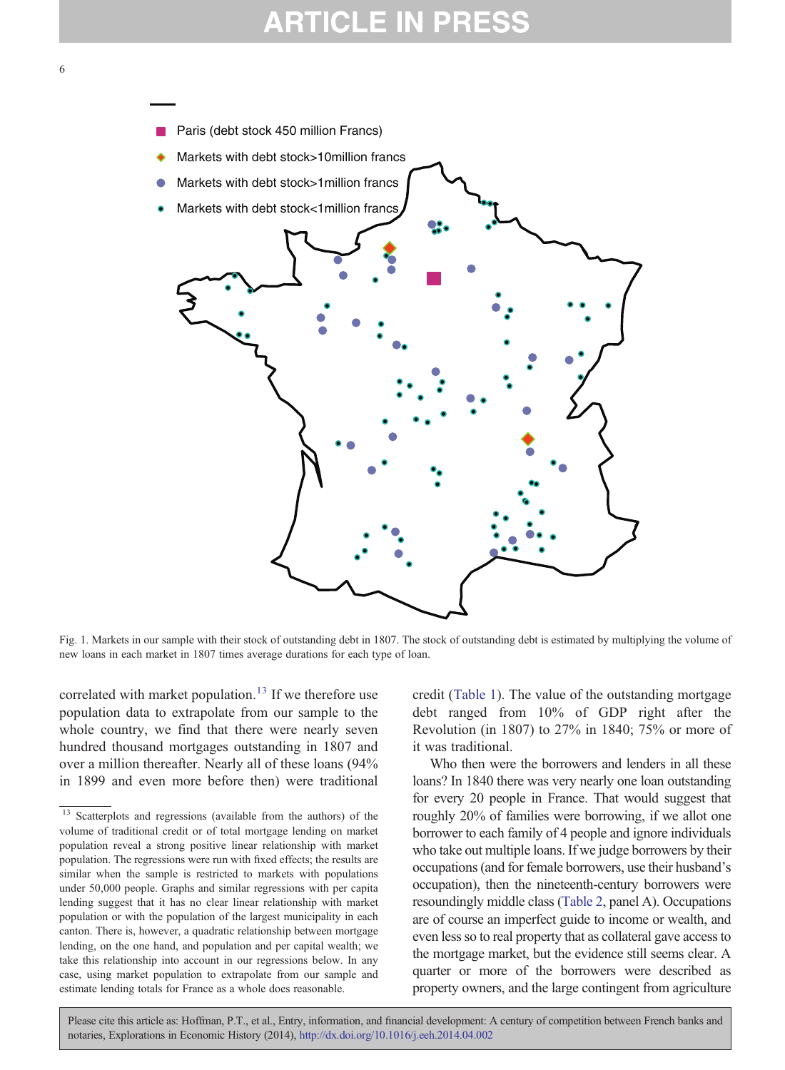Fig. 1. Markets in our sample with their stock of outstanding debt in 1807. The stock of outstanding debt is estimated by multiplying the volume of new loans in each market in 1807 times average durations for each type of loan.

correlated with market population.[13] If we therefore use population data to extrapolate from our sample to the whole country, we find that there were nearly seven hundred thousand mortgages outstanding in 1807 and over a million thereafter. Nearly all of these loans (94% in 1899 and even more before then) were traditional credit (Table 1). The value of the outstanding mortgage debt ranged from 10% of GDP right after the Revolution (in 1807) to 27% in 1840; 75% or more of it was traditional.

Who then were the borrowers and lenders in all these loans? In 1840 there was very nearly one loan outstanding for every 20 people in France. That would suggest that roughly 20% of families were borrowing, if we allot one borrower to each family of 4 people and ignore individuals who take out multiple loans. If we judge borrowers by their occupations (and for female borrowers, use their husband's occupation), then the nineteenth-century borrowers were resoundingly middle class (Table 2, panel A). Occupations are of course an imperfect guide to income or wealth, and even less so to real property that as collateral gave access to the mortgage market, but the evidence still seems clear. A quarter or more of the borrowers were described as property owners, and the large contingent from agriculture

[13] Scatterplots and regressions (available from the authors) of the volume of traditional credit or of total mortgage lending on market population reveal a strong positive linear relationship with market population. The regressions were run with fixed effects; the results are similar when the sample is restricted to markets with populations under 50,000 people. Graphs and similar regressions with per capita lending suggest that it has no clear linear relationship with market population or with the population of the largest municipality in each canton. There is, however, a quadratic relationship between mortgage lending, on the one hand, and population and per capital wealth; we take this relationship into account in our regressions below. In any case, using market population to extrapolate from our sample and estimate lending totals for France as a whole does reasonable.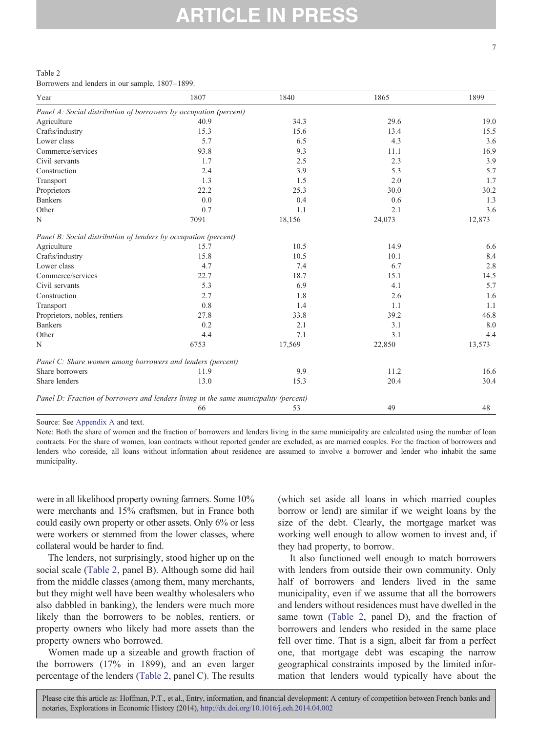Table 2
Borrowers and lenders in our sample, 1807–1899.

| Year | 1807 | 1840 | 1865 | 1899 |
|---|---|---|---|---|
| *Panel A: Social distribution of borrowers by occupation (percent)* | | | | |
| Agriculture | 40.9 | 34.3 | 29.6 | 19.0 |
| Crafts/industry | 15.3 | 15.6 | 13.4 | 15.5 |
| Lower class | 5.7 | 6.5 | 4.3 | 3.6 |
| Commerce/services | 93.8 | 9.3 | 11.1 | 16.9 |
| Civil servants | 1.7 | 2.5 | 2.3 | 3.9 |
| Construction | 2.4 | 3.9 | 5.3 | 5.7 |
| Transport | 1.3 | 1.5 | 2.0 | 1.7 |
| Proprietors | 22.2 | 25.3 | 30.0 | 30.2 |
| Bankers | 0.0 | 0.4 | 0.6 | 1.3 |
| Other | 0.7 | 1.1 | 2.1 | 3.6 |
| N | 7091 | 18,156 | 24,073 | 12,873 |
| *Panel B: Social distribution of lenders by occupation (percent)* | | | | |
| Agriculture | 15.7 | 10.5 | 14.9 | 6.6 |
| Crafts/industry | 15.8 | 10.5 | 10.1 | 8.4 |
| Lower class | 4.7 | 7.4 | 6.7 | 2.8 |
| Commerce/services | 22.7 | 18.7 | 15.1 | 14.5 |
| Civil servants | 5.3 | 6.9 | 4.1 | 5.7 |
| Construction | 2.7 | 1.8 | 2.6 | 1.6 |
| Transport | 0.8 | 1.4 | 1.1 | 1.1 |
| Proprietors, nobles, rentiers | 27.8 | 33.8 | 39.2 | 46.8 |
| Bankers | 0.2 | 2.1 | 3.1 | 8.0 |
| Other | 4.4 | 7.1 | 3.1 | 4.4 |
| N | 6753 | 17,569 | 22,850 | 13,573 |
| *Panel C: Share women among borrowers and lenders (percent)* | | | | |
| Share borrowers | 11.9 | 9.9 | 11.2 | 16.6 |
| Share lenders | 13.0 | 15.3 | 20.4 | 30.4 |
| *Panel D: Fraction of borrowers and lenders living in the same municipality (percent)* | | | | |
| | 66 | 53 | 49 | 48 |

Source: See Appendix A and text.

Note: Both the share of women and the fraction of borrowers and lenders living in the same municipality are calculated using the number of loan contracts. For the share of women, loan contracts without reported gender are excluded, as are married couples. For the fraction of borrowers and lenders who coreside, all loans without information about residence are assumed to involve a borrower and lender who inhabit the same municipality.

were in all likelihood property owning farmers. Some 10% were merchants and 15% craftsmen, but in France both could easily own property or other assets. Only 6% or less were workers or stemmed from the lower classes, where collateral would be harder to find.

The lenders, not surprisingly, stood higher up on the social scale (Table 2, panel B). Although some did hail from the middle classes (among them, many merchants, but they might well have been wealthy wholesalers who also dabbled in banking), the lenders were much more likely than the borrowers to be nobles, rentiers, or property owners who likely had more assets than the property owners who borrowed.

Women made up a sizeable and growth fraction of the borrowers (17% in 1899), and an even larger percentage of the lenders (Table 2, panel C). The results (which set aside all loans in which married couples borrow or lend) are similar if we weight loans by the size of the debt. Clearly, the mortgage market was working well enough to allow women to invest and, if they had property, to borrow.

It also functioned well enough to match borrowers with lenders from outside their own community. Only half of borrowers and lenders lived in the same municipality, even if we assume that all the borrowers and lenders without residences must have dwelled in the same town (Table 2, panel D), and the fraction of borrowers and lenders who resided in the same place fell over time. That is a sign, albeit far from a perfect one, that mortgage debt was escaping the narrow geographical constraints imposed by the limited information that lenders would typically have about the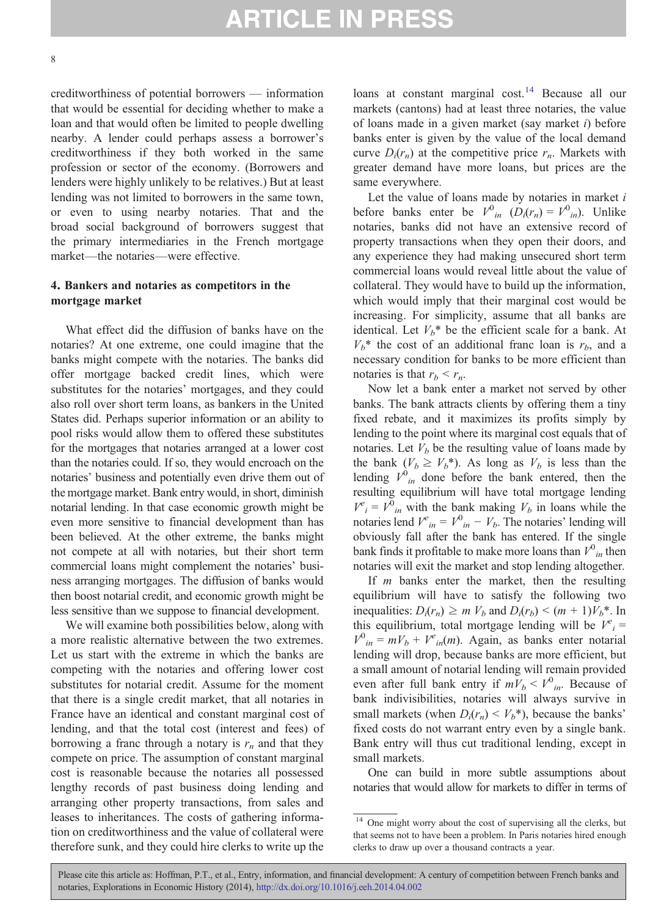creditworthiness of potential borrowers — information that would be essential for deciding whether to make a loan and that would often be limited to people dwelling nearby. A lender could perhaps assess a borrower's creditworthiness if they both worked in the same profession or sector of the economy. (Borrowers and lenders were highly unlikely to be relatives.) But at least lending was not limited to borrowers in the same town, or even to using nearby notaries. That and the broad social background of borrowers suggest that the primary intermediaries in the French mortgage market—the notaries—were effective.

## 4. Bankers and notaries as competitors in the mortgage market

What effect did the diffusion of banks have on the notaries? At one extreme, one could imagine that the banks might compete with the notaries. The banks did offer mortgage backed credit lines, which were substitutes for the notaries' mortgages, and they could also roll over short term loans, as bankers in the United States did. Perhaps superior information or an ability to pool risks would allow them to offered these substitutes for the mortgages that notaries arranged at a lower cost than the notaries could. If so, they would encroach on the notaries' business and potentially even drive them out of the mortgage market. Bank entry would, in short, diminish notarial lending. In that case economic growth might be even more sensitive to financial development than has been believed. At the other extreme, the banks might not compete at all with notaries, but their short term commercial loans might complement the notaries' business arranging mortgages. The diffusion of banks would then boost notarial credit, and economic growth might be less sensitive than we suppose to financial development.

We will examine both possibilities below, along with a more realistic alternative between the two extremes. Let us start with the extreme in which the banks are competing with the notaries and offering lower cost substitutes for notarial credit. Assume for the moment that there is a single credit market, that all notaries in France have an identical and constant marginal cost of lending, and that the total cost (interest and fees) of borrowing a franc through a notary is $r_n$ and that they compete on price. The assumption of constant marginal cost is reasonable because the notaries all possessed lengthy records of past business doing lending and arranging other property transactions, from sales and leases to inheritances. The costs of gathering information on creditworthiness and the value of collateral were therefore sunk, and they could hire clerks to write up the loans at constant marginal cost.[14] Because all our markets (cantons) had at least three notaries, the value of loans made in a given market (say market $i$) before banks enter is given by the value of the local demand curve $D_i(r_n)$ at the competitive price $r_n$. Markets with greater demand have more loans, but prices are the same everywhere.

Let the value of loans made by notaries in market $i$ before banks enter be $V^0_{in}$ ($D_i(r_n) = V^0_{in}$). Unlike notaries, banks did not have an extensive record of property transactions when they open their doors, and any experience they had making unsecured short term commercial loans would reveal little about the value of collateral. They would have to build up the information, which would imply that their marginal cost would be increasing. For simplicity, assume that all banks are identical. Let $V_b$* be the efficient scale for a bank. At $V_b$* the cost of an additional franc loan is $r_b$, and a necessary condition for banks to be more efficient than notaries is that $r_b < r_n$.

Now let a bank enter a market not served by other banks. The bank attracts clients by offering them a tiny fixed rebate, and it maximizes its profits simply by lending to the point where its marginal cost equals that of notaries. Let $V_b$ be the resulting value of loans made by the bank ($V_b \geq V_b$*). As long as $V_b$ is less than the lending $V^0_{in}$ done before the bank entered, then the resulting equilibrium will have total mortgage lending $V^e_i = V^0_{in}$ with the bank making $V_b$ in loans while the notaries lend $V^e_{in} = V^0_{in} - V_b$. The notaries' lending will obviously fall after the bank has entered. If the single bank finds it profitable to make more loans than $V^0_{in}$ then notaries will exit the market and stop lending altogether.

If $m$ banks enter the market, then the resulting equilibrium will have to satisfy the following two inequalities: $D_i(r_n) \geq m\, V_b$ and $D_i(r_b) < (m + 1)V_b$*. In this equilibrium, total mortgage lending will be $V^e_i = V^0_{in} = mV_b + V^e_{in}(m)$. Again, as banks enter notarial lending will drop, because banks are more efficient, but a small amount of notarial lending will remain provided even after full bank entry if $mV_b < V^0_{in}$. Because of bank indivisibilities, notaries will always survive in small markets (when $D_i(r_n) < V_b$*), because the banks' fixed costs do not warrant entry even by a single bank. Bank entry will thus cut traditional lending, except in small markets.

One can build in more subtle assumptions about notaries that would allow for markets to differ in terms of

[14] One might worry about the cost of supervising all the clerks, but that seems not to have been a problem. In Paris notaries hired enough clerks to draw up over a thousand contracts a year.

Please cite this article as: Hoffman, P.T., et al., Entry, information, and financial development: A century of competition between French banks and notaries, Explorations in Economic History (2014), http://dx.doi.org/10.1016/j.eeh.2014.04.002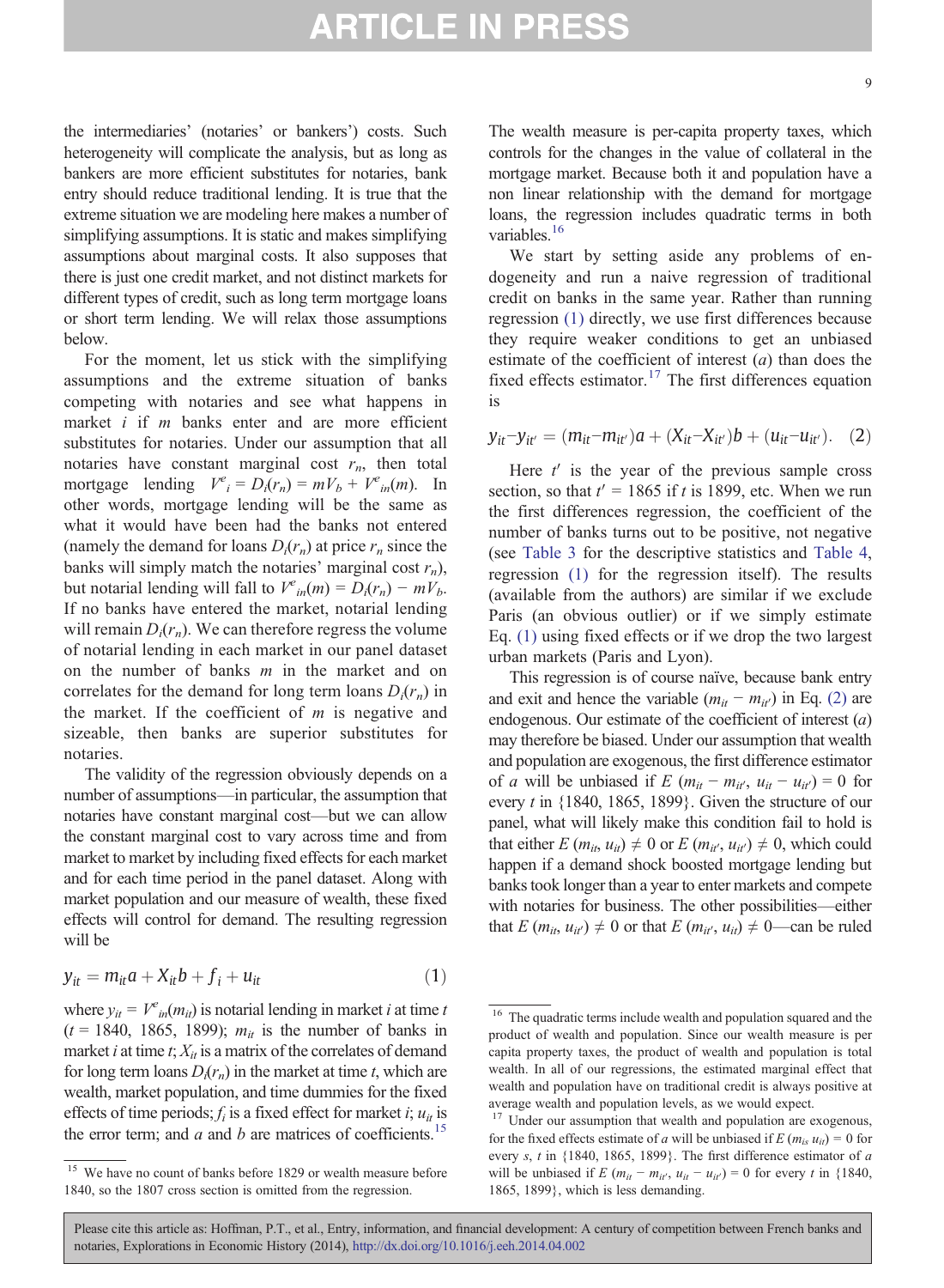the intermediaries' (notaries' or bankers') costs. Such heterogeneity will complicate the analysis, but as long as bankers are more efficient substitutes for notaries, bank entry should reduce traditional lending. It is true that the extreme situation we are modeling here makes a number of simplifying assumptions. It is static and makes simplifying assumptions about marginal costs. It also supposes that there is just one credit market, and not distinct markets for different types of credit, such as long term mortgage loans or short term lending. We will relax those assumptions below.

For the moment, let us stick with the simplifying assumptions and the extreme situation of banks competing with notaries and see what happens in market $i$ if $m$ banks enter and are more efficient substitutes for notaries. Under our assumption that all notaries have constant marginal cost $r_n$, then total mortgage lending $V^e_i = D_i(r_n) = mV_b + V^e_{in}(m)$. In other words, mortgage lending will be the same as what it would have been had the banks not entered (namely the demand for loans $D_i(r_n)$ at price $r_n$ since the banks will simply match the notaries' marginal cost $r_n$), but notarial lending will fall to $V^e_{in}(m) = D_i(r_n) - mV_b$. If no banks have entered the market, notarial lending will remain $D_i(r_n)$. We can therefore regress the volume of notarial lending in each market in our panel dataset on the number of banks $m$ in the market and on correlates for the demand for long term loans $D_i(r_n)$ in the market. If the coefficient of $m$ is negative and sizeable, then banks are superior substitutes for notaries.

The validity of the regression obviously depends on a number of assumptions—in particular, the assumption that notaries have constant marginal cost—but we can allow the constant marginal cost to vary across time and from market to market by including fixed effects for each market and for each time period in the panel dataset. Along with market population and our measure of wealth, these fixed effects will control for demand. The resulting regression will be

$$y_{it} = m_{it}a + X_{it}b + f_i + u_{it} \tag{1}$$

where $y_{it} = V^e_{in}(m_{it})$ is notarial lending in market $i$ at time $t$ ($t$ = 1840, 1865, 1899); $m_{it}$ is the number of banks in market $i$ at time $t$; $X_{it}$ is a matrix of the correlates of demand for long term loans $D_i(r_n)$ in the market at time $t$, which are wealth, market population, and time dummies for the fixed effects of time periods; $f_i$ is a fixed effect for market $i$; $u_{it}$ is the error term; and $a$ and $b$ are matrices of coefficients.[15]

The wealth measure is per-capita property taxes, which controls for the changes in the value of collateral in the mortgage market. Because both it and population have a non linear relationship with the demand for mortgage loans, the regression includes quadratic terms in both variables.[16]

We start by setting aside any problems of endogeneity and run a naive regression of traditional credit on banks in the same year. Rather than running regression (1) directly, we use first differences because they require weaker conditions to get an unbiased estimate of the coefficient of interest ($a$) than does the fixed effects estimator.[17] The first differences equation is

$$y_{it} - y_{it'} = (m_{it} - m_{it'})a + (X_{it} - X_{it'})b + (u_{it} - u_{it'}). \tag{2}$$

Here $t'$ is the year of the previous sample cross section, so that $t'$ = 1865 if $t$ is 1899, etc. When we run the first differences regression, the coefficient of the number of banks turns out to be positive, not negative (see Table 3 for the descriptive statistics and Table 4, regression (1) for the regression itself). The results (available from the authors) are similar if we exclude Paris (an obvious outlier) or if we simply estimate Eq. (1) using fixed effects or if we drop the two largest urban markets (Paris and Lyon).

This regression is of course naïve, because bank entry and exit and hence the variable $(m_{it} - m_{it'})$ in Eq. (2) are endogenous. Our estimate of the coefficient of interest ($a$) may therefore be biased. Under our assumption that wealth and population are exogenous, the first difference estimator of $a$ will be unbiased if $E\,(m_{it} - m_{it'}, u_{it} - u_{it'}) = 0$ for every $t$ in {1840, 1865, 1899}. Given the structure of our panel, what will likely make this condition fail to hold is that either $E\,(m_{it}, u_{it}) \neq 0$ or $E\,(m_{it'}, u_{it'}) \neq 0$, which could happen if a demand shock boosted mortgage lending but banks took longer than a year to enter markets and compete with notaries for business. The other possibilities—either that $E\,(m_{it}, u_{it'}) \neq 0$ or that $E\,(m_{it'}, u_{it}) \neq 0$—can be ruled

---

[15] We have no count of banks before 1829 or wealth measure before 1840, so the 1807 cross section is omitted from the regression.

[16] The quadratic terms include wealth and population squared and the product of wealth and population. Since our wealth measure is per capita property taxes, the product of wealth and population is total wealth. In all of our regressions, the estimated marginal effect that wealth and population have on traditional credit is always positive at average wealth and population levels, as we would expect.

[17] Under our assumption that wealth and population are exogenous, for the fixed effects estimate of $a$ will be unbiased if $E\,(m_{is}\, u_{it}) = 0$ for every $s$, $t$ in {1840, 1865, 1899}. The first difference estimator of $a$ will be unbiased if $E\,(m_{it} - m_{it'}, u_{it} - u_{it'}) = 0$ for every $t$ in {1840, 1865, 1899}, which is less demanding.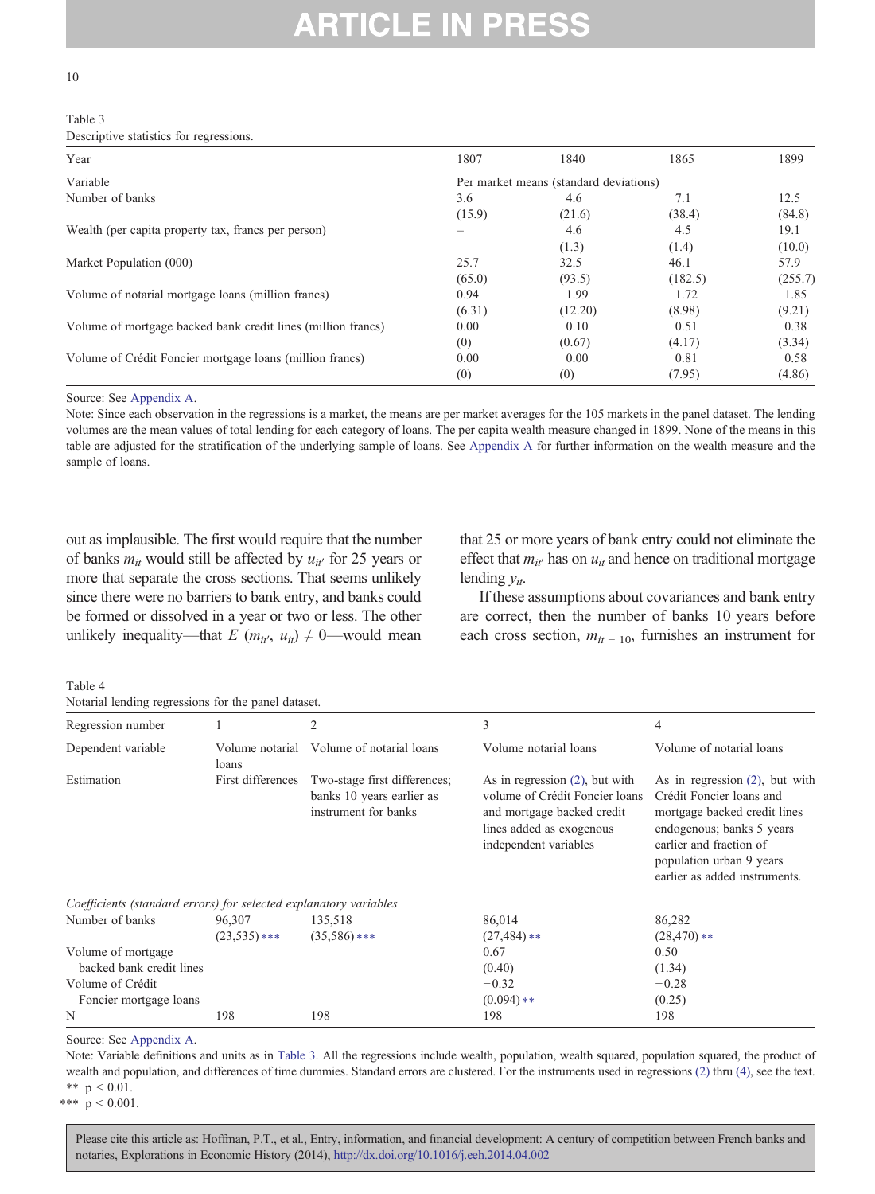Table 3
Descriptive statistics for regressions.

| Year | 1807 | 1840 | 1865 | 1899 |
|---|---|---|---|---|
| Variable | Per market means (standard deviations) | | | |
| Number of banks | 3.6 | 4.6 | 7.1 | 12.5 |
| | (15.9) | (21.6) | (38.4) | (84.8) |
| Wealth (per capita property tax, francs per person) | – | 4.6 | 4.5 | 19.1 |
| | | (1.3) | (1.4) | (10.0) |
| Market Population (000) | 25.7 | 32.5 | 46.1 | 57.9 |
| | (65.0) | (93.5) | (182.5) | (255.7) |
| Volume of notarial mortgage loans (million francs) | 0.94 | 1.99 | 1.72 | 1.85 |
| | (6.31) | (12.20) | (8.98) | (9.21) |
| Volume of mortgage backed bank credit lines (million francs) | 0.00 | 0.10 | 0.51 | 0.38 |
| | (0) | (0.67) | (4.17) | (3.34) |
| Volume of Crédit Foncier mortgage loans (million francs) | 0.00 | 0.00 | 0.81 | 0.58 |
| | (0) | (0) | (7.95) | (4.86) |

Source: See Appendix A.
Note: Since each observation in the regressions is a market, the means are per market averages for the 105 markets in the panel dataset. The lending volumes are the mean values of total lending for each category of loans. The per capita wealth measure changed in 1899. None of the means in this table are adjusted for the stratification of the underlying sample of loans. See Appendix A for further information on the wealth measure and the sample of loans.

out as implausible. The first would require that the number of banks $m_{it}$ would still be affected by $u_{it'}$ for 25 years or more that separate the cross sections. That seems unlikely since there were no barriers to bank entry, and banks could be formed or dissolved in a year or two or less. The other unlikely inequality—that $E\ (m_{it'}, u_{it}) \neq 0$—would mean that 25 or more years of bank entry could not eliminate the effect that $m_{it'}$ has on $u_{it}$ and hence on traditional mortgage lending $y_{it}$.

If these assumptions about covariances and bank entry are correct, then the number of banks 10 years before each cross section, $m_{it-10}$, furnishes an instrument for

Table 4
Notarial lending regressions for the panel dataset.

| Regression number | 1 | 2 | 3 | 4 |
|---|---|---|---|---|
| Dependent variable | Volume notarial loans | Volume of notarial loans | Volume notarial loans | Volume of notarial loans |
| Estimation | First differences | Two-stage first differences; banks 10 years earlier as instrument for banks | As in regression (2), but with volume of Crédit Foncier loans and mortgage backed credit lines added as exogenous independent variables | As in regression (2), but with Crédit Foncier loans and mortgage backed credit lines endogenous; banks 5 years earlier and fraction of population urban 9 years earlier as added instruments. |
| *Coefficients (standard errors) for selected explanatory variables* | | | | |
| Number of banks | 96,307 | 135,518 | 86,014 | 86,282 |
| | (23,535)*** | (35,586)*** | (27,484)** | (28,470)** |
| Volume of mortgage backed bank credit lines | | | 0.67 | 0.50 |
| | | | (0.40) | (1.34) |
| Volume of Crédit Foncier mortgage loans | | | −0.32 | −0.28 |
| | | | (0.094)** | (0.25) |
| N | 198 | 198 | 198 | 198 |

Source: See Appendix A.
Note: Variable definitions and units as in Table 3. All the regressions include wealth, population, wealth squared, population squared, the product of wealth and population, and differences of time dummies. Standard errors are clustered. For the instruments used in regressions (2) thru (4), see the text.
** $p < 0.01$.
*** $p < 0.001$.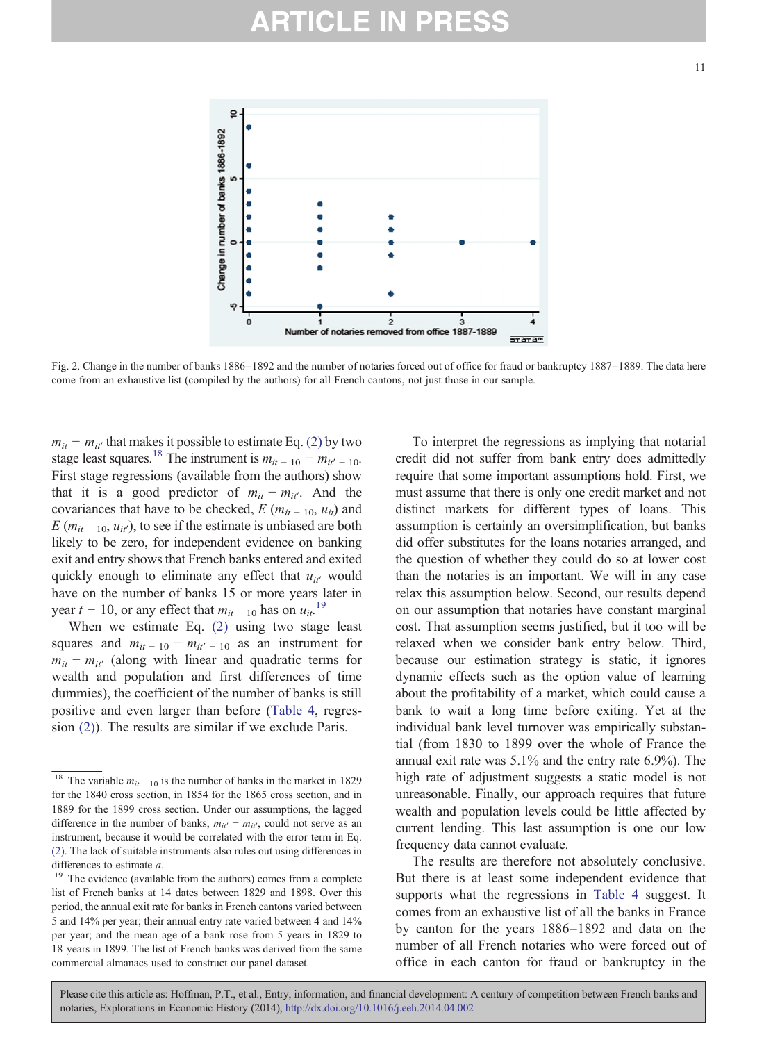Fig. 2. Change in the number of banks 1886–1892 and the number of notaries forced out of office for fraud or bankruptcy 1887–1889. The data here come from an exhaustive list (compiled by the authors) for all French cantons, not just those in our sample.

$m_{it} - m_{it'}$ that makes it possible to estimate Eq. (2) by two stage least squares.[18] The instrument is $m_{it-10} - m_{it'-10}$. First stage regressions (available from the authors) show that it is a good predictor of $m_{it} - m_{it'}$. And the covariances that have to be checked, $E(m_{it-10}, u_{it})$ and $E(m_{it-10}, u_{it'})$, to see if the estimate is unbiased are both likely to be zero, for independent evidence on banking exit and entry shows that French banks entered and exited quickly enough to eliminate any effect that $u_{it'}$ would have on the number of banks 15 or more years later in year $t-10$, or any effect that $m_{it-10}$ has on $u_{it}$.[19]

When we estimate Eq. (2) using two stage least squares and $m_{it-10} - m_{it'-10}$ as an instrument for $m_{it} - m_{it'}$ (along with linear and quadratic terms for wealth and population and first differences of time dummies), the coefficient of the number of banks is still positive and even larger than before (Table 4, regression (2)). The results are similar if we exclude Paris.

To interpret the regressions as implying that notarial credit did not suffer from bank entry does admittedly require that some important assumptions hold. First, we must assume that there is only one credit market and not distinct markets for different types of loans. This assumption is certainly an oversimplification, but banks did offer substitutes for the loans notaries arranged, and the question of whether they could do so at lower cost than the notaries is an important. We will in any case relax this assumption below. Second, our results depend on our assumption that notaries have constant marginal cost. That assumption seems justified, but it too will be relaxed when we consider bank entry below. Third, because our estimation strategy is static, it ignores dynamic effects such as the option value of learning about the profitability of a market, which could cause a bank to wait a long time before exiting. Yet at the individual bank level turnover was empirically substantial (from 1830 to 1899 over the whole of France the annual exit rate was 5.1% and the entry rate 6.9%). The high rate of adjustment suggests a static model is not unreasonable. Finally, our approach requires that future wealth and population levels could be little affected by current lending. This last assumption is one our low frequency data cannot evaluate.

The results are therefore not absolutely conclusive. But there is at least some independent evidence that supports what the regressions in Table 4 suggest. It comes from an exhaustive list of all the banks in France by canton for the years 1886–1892 and data on the number of all French notaries who were forced out of office in each canton for fraud or bankruptcy in the

---

[18] The variable $m_{it-10}$ is the number of banks in the market in 1829 for the 1840 cross section, in 1854 for the 1865 cross section, and in 1889 for the 1899 cross section. Under our assumptions, the lagged difference in the number of banks, $m_{it'} - m_{it'}$, could not serve as an instrument, because it would be correlated with the error term in Eq. (2). The lack of suitable instruments also rules out using differences in differences to estimate $a$.

[19] The evidence (available from the authors) comes from a complete list of French banks at 14 dates between 1829 and 1898. Over this period, the annual exit rate for banks in French cantons varied between 5 and 14% per year; their annual entry rate varied between 4 and 14% per year; and the mean age of a bank rose from 5 years in 1829 to 18 years in 1899. The list of French banks was derived from the same commercial almanacs used to construct our panel dataset.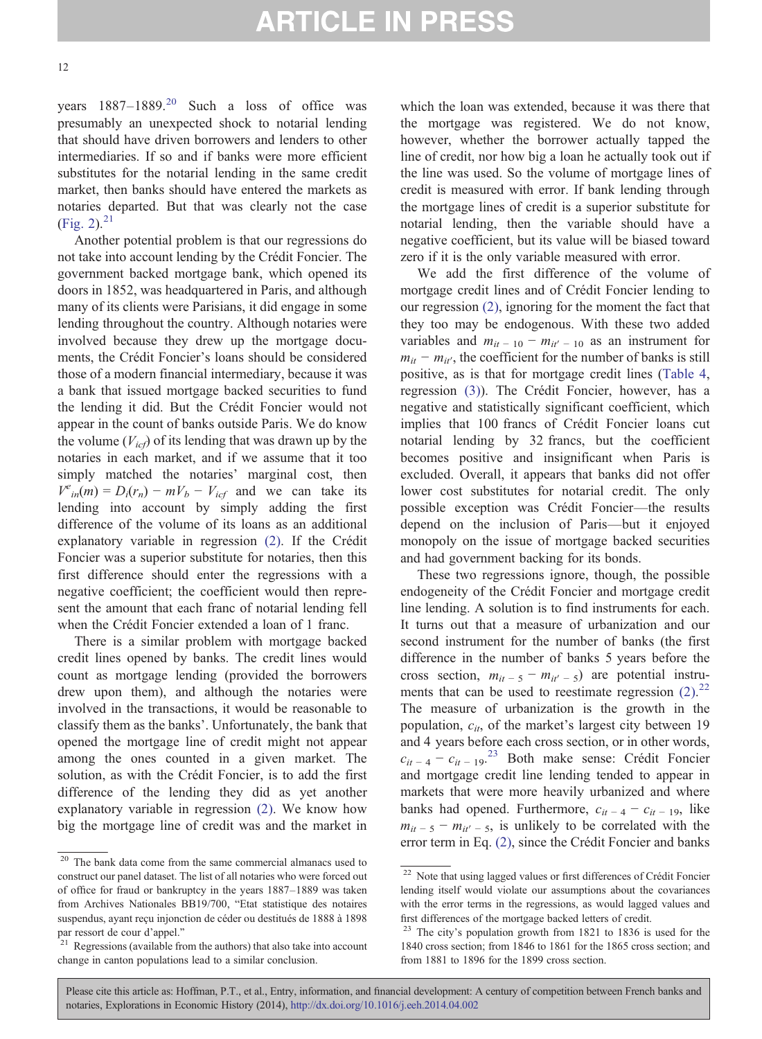years 1887–1889.[20] Such a loss of office was presumably an unexpected shock to notarial lending that should have driven borrowers and lenders to other intermediaries. If so and if banks were more efficient substitutes for the notarial lending in the same credit market, then banks should have entered the markets as notaries departed. But that was clearly not the case (Fig. 2).[21]

Another potential problem is that our regressions do not take into account lending by the Crédit Foncier. The government backed mortgage bank, which opened its doors in 1852, was headquartered in Paris, and although many of its clients were Parisians, it did engage in some lending throughout the country. Although notaries were involved because they drew up the mortgage documents, the Crédit Foncier's loans should be considered those of a modern financial intermediary, because it was a bank that issued mortgage backed securities to fund the lending it did. But the Crédit Foncier would not appear in the count of banks outside Paris. We do know the volume ($V_{icf}$) of its lending that was drawn up by the notaries in each market, and if we assume that it too simply matched the notaries' marginal cost, then $V^e_{in}(m) = D_i(r_n) - mV_b - V_{icf}$ and we can take its lending into account by simply adding the first difference of the volume of its loans as an additional explanatory variable in regression (2). If the Crédit Foncier was a superior substitute for notaries, then this first difference should enter the regressions with a negative coefficient; the coefficient would then represent the amount that each franc of notarial lending fell when the Crédit Foncier extended a loan of 1 franc.

There is a similar problem with mortgage backed credit lines opened by banks. The credit lines would count as mortgage lending (provided the borrowers drew upon them), and although the notaries were involved in the transactions, it would be reasonable to classify them as the banks'. Unfortunately, the bank that opened the mortgage line of credit might not appear among the ones counted in a given market. The solution, as with the Crédit Foncier, is to add the first difference of the lending they did as yet another explanatory variable in regression (2). We know how big the mortgage line of credit was and the market in which the loan was extended, because it was there that the mortgage was registered. We do not know, however, whether the borrower actually tapped the line of credit, nor how big a loan he actually took out if the line was used. So the volume of mortgage lines of credit is measured with error. If bank lending through the mortgage lines of credit is a superior substitute for notarial lending, then the variable should have a negative coefficient, but its value will be biased toward zero if it is the only variable measured with error.

We add the first difference of the volume of mortgage credit lines and of Crédit Foncier lending to our regression (2), ignoring for the moment the fact that they too may be endogenous. With these two added variables and $m_{it-10} - m_{it'-10}$ as an instrument for $m_{it} - m_{it'}$, the coefficient for the number of banks is still positive, as is that for mortgage credit lines (Table 4, regression (3)). The Crédit Foncier, however, has a negative and statistically significant coefficient, which implies that 100 francs of Crédit Foncier loans cut notarial lending by 32 francs, but the coefficient becomes positive and insignificant when Paris is excluded. Overall, it appears that banks did not offer lower cost substitutes for notarial credit. The only possible exception was Crédit Foncier—the results depend on the inclusion of Paris—but it enjoyed monopoly on the issue of mortgage backed securities and had government backing for its bonds.

These two regressions ignore, though, the possible endogeneity of the Crédit Foncier and mortgage credit line lending. A solution is to find instruments for each. It turns out that a measure of urbanization and our second instrument for the number of banks (the first difference in the number of banks 5 years before the cross section, $m_{it-5} - m_{it'-5}$) are potential instruments that can be used to reestimate regression (2).[22] The measure of urbanization is the growth in the population, $c_{it}$, of the market's largest city between 19 and 4 years before each cross section, or in other words, $c_{it-4} - c_{it-19}$.[23] Both make sense: Crédit Foncier and mortgage credit line lending tended to appear in markets that were more heavily urbanized and where banks had opened. Furthermore, $c_{it-4} - c_{it-19}$, like $m_{it-5} - m_{it'-5}$, is unlikely to be correlated with the error term in Eq. (2), since the Crédit Foncier and banks

---

[20] The bank data come from the same commercial almanacs used to construct our panel dataset. The list of all notaries who were forced out of office for fraud or bankruptcy in the years 1887–1889 was taken from Archives Nationales BB19/700, "Etat statistique des notaires suspendus, ayant reçu injonction de céder ou destitués de 1888 à 1898 par ressort de cour d'appel."

[21] Regressions (available from the authors) that also take into account change in canton populations lead to a similar conclusion.

[22] Note that using lagged values or first differences of Crédit Foncier lending itself would violate our assumptions about the covariances with the error terms in the regressions, as would lagged values and first differences of the mortgage backed letters of credit.

[23] The city's population growth from 1821 to 1836 is used for the 1840 cross section; from 1846 to 1861 for the 1865 cross section; and from 1881 to 1896 for the 1899 cross section.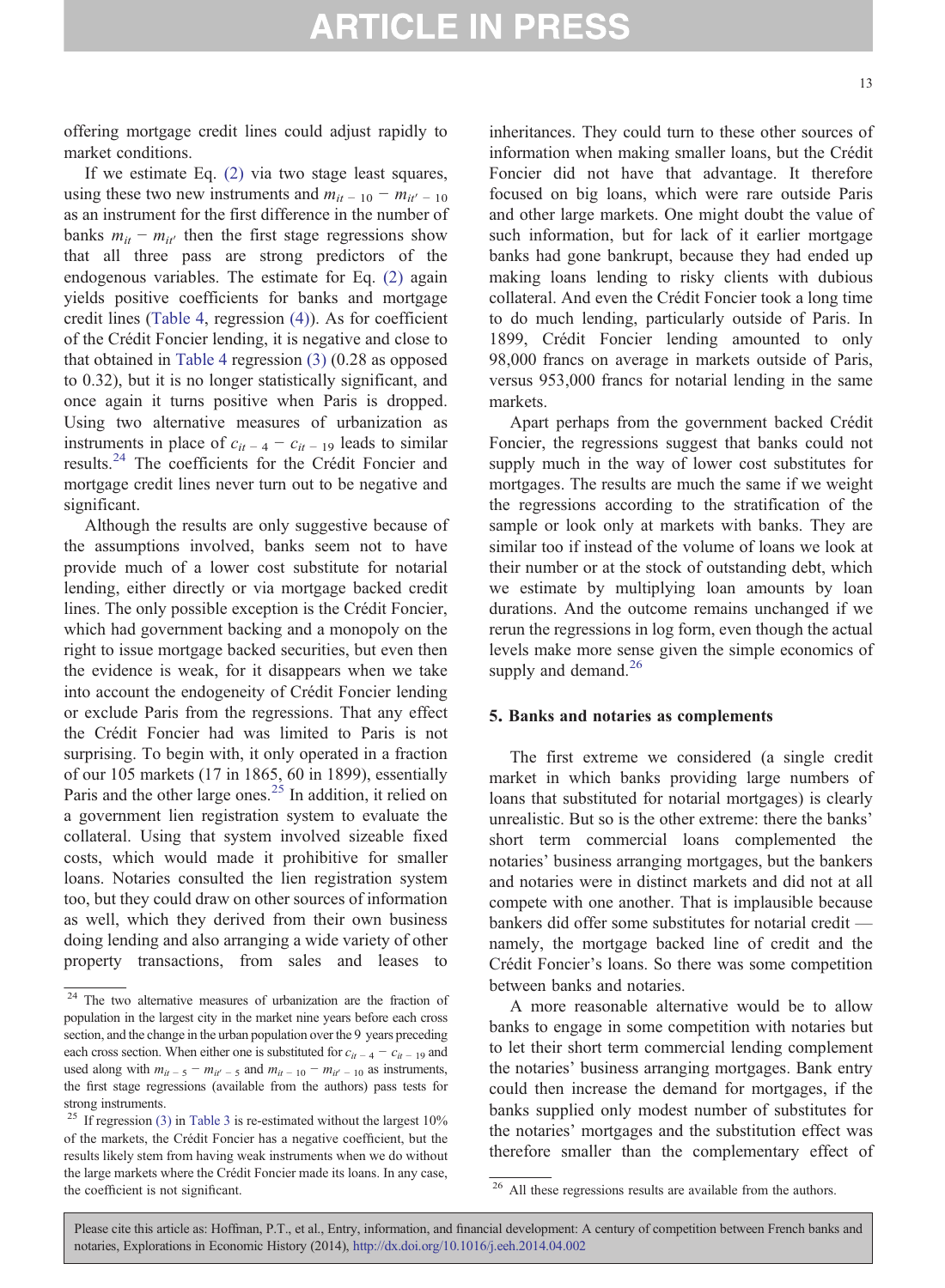offering mortgage credit lines could adjust rapidly to market conditions.

If we estimate Eq. (2) via two stage least squares, using these two new instruments and $m_{it-10} - m_{it'-10}$ as an instrument for the first difference in the number of banks $m_{it} - m_{it'}$ then the first stage regressions show that all three pass are strong predictors of the endogenous variables. The estimate for Eq. (2) again yields positive coefficients for banks and mortgage credit lines (Table 4, regression (4)). As for coefficient of the Crédit Foncier lending, it is negative and close to that obtained in Table 4 regression (3) (0.28 as opposed to 0.32), but it is no longer statistically significant, and once again it turns positive when Paris is dropped. Using two alternative measures of urbanization as instruments in place of $c_{it-4} - c_{it-19}$ leads to similar results.[24] The coefficients for the Crédit Foncier and mortgage credit lines never turn out to be negative and significant.

Although the results are only suggestive because of the assumptions involved, banks seem not to have provide much of a lower cost substitute for notarial lending, either directly or via mortgage backed credit lines. The only possible exception is the Crédit Foncier, which had government backing and a monopoly on the right to issue mortgage backed securities, but even then the evidence is weak, for it disappears when we take into account the endogeneity of Crédit Foncier lending or exclude Paris from the regressions. That any effect the Crédit Foncier had was limited to Paris is not surprising. To begin with, it only operated in a fraction of our 105 markets (17 in 1865, 60 in 1899), essentially Paris and the other large ones.[25] In addition, it relied on a government lien registration system to evaluate the collateral. Using that system involved sizeable fixed costs, which would made it prohibitive for smaller loans. Notaries consulted the lien registration system too, but they could draw on other sources of information as well, which they derived from their own business doing lending and also arranging a wide variety of other property transactions, from sales and leases to inheritances. They could turn to these other sources of information when making smaller loans, but the Crédit Foncier did not have that advantage. It therefore focused on big loans, which were rare outside Paris and other large markets. One might doubt the value of such information, but for lack of it earlier mortgage banks had gone bankrupt, because they had ended up making loans lending to risky clients with dubious collateral. And even the Crédit Foncier took a long time to do much lending, particularly outside of Paris. In 1899, Crédit Foncier lending amounted to only 98,000 francs on average in markets outside of Paris, versus 953,000 francs for notarial lending in the same markets.

Apart perhaps from the government backed Crédit Foncier, the regressions suggest that banks could not supply much in the way of lower cost substitutes for mortgages. The results are much the same if we weight the regressions according to the stratification of the sample or look only at markets with banks. They are similar too if instead of the volume of loans we look at their number or at the stock of outstanding debt, which we estimate by multiplying loan amounts by loan durations. And the outcome remains unchanged if we rerun the regressions in log form, even though the actual levels make more sense given the simple economics of supply and demand.[26]

## 5. Banks and notaries as complements

The first extreme we considered (a single credit market in which banks providing large numbers of loans that substituted for notarial mortgages) is clearly unrealistic. But so is the other extreme: there the banks' short term commercial loans complemented the notaries' business arranging mortgages, but the bankers and notaries were in distinct markets and did not at all compete with one another. That is implausible because bankers did offer some substitutes for notarial credit — namely, the mortgage backed line of credit and the Crédit Foncier's loans. So there was some competition between banks and notaries.

A more reasonable alternative would be to allow banks to engage in some competition with notaries but to let their short term commercial lending complement the notaries' business arranging mortgages. Bank entry could then increase the demand for mortgages, if the banks supplied only modest number of substitutes for the notaries' mortgages and the substitution effect was therefore smaller than the complementary effect of

---

[24] The two alternative measures of urbanization are the fraction of population in the largest city in the market nine years before each cross section, and the change in the urban population over the 9 years preceding each cross section. When either one is substituted for $c_{it-4} - c_{it-19}$ and used along with $m_{it-5} - m_{it'-5}$ and $m_{it-10} - m_{it'-10}$ as instruments, the first stage regressions (available from the authors) pass tests for strong instruments.

[25] If regression (3) in Table 3 is re-estimated without the largest 10% of the markets, the Crédit Foncier has a negative coefficient, but the results likely stem from having weak instruments when we do without the large markets where the Crédit Foncier made its loans. In any case, the coefficient is not significant.

[26] All these regressions results are available from the authors.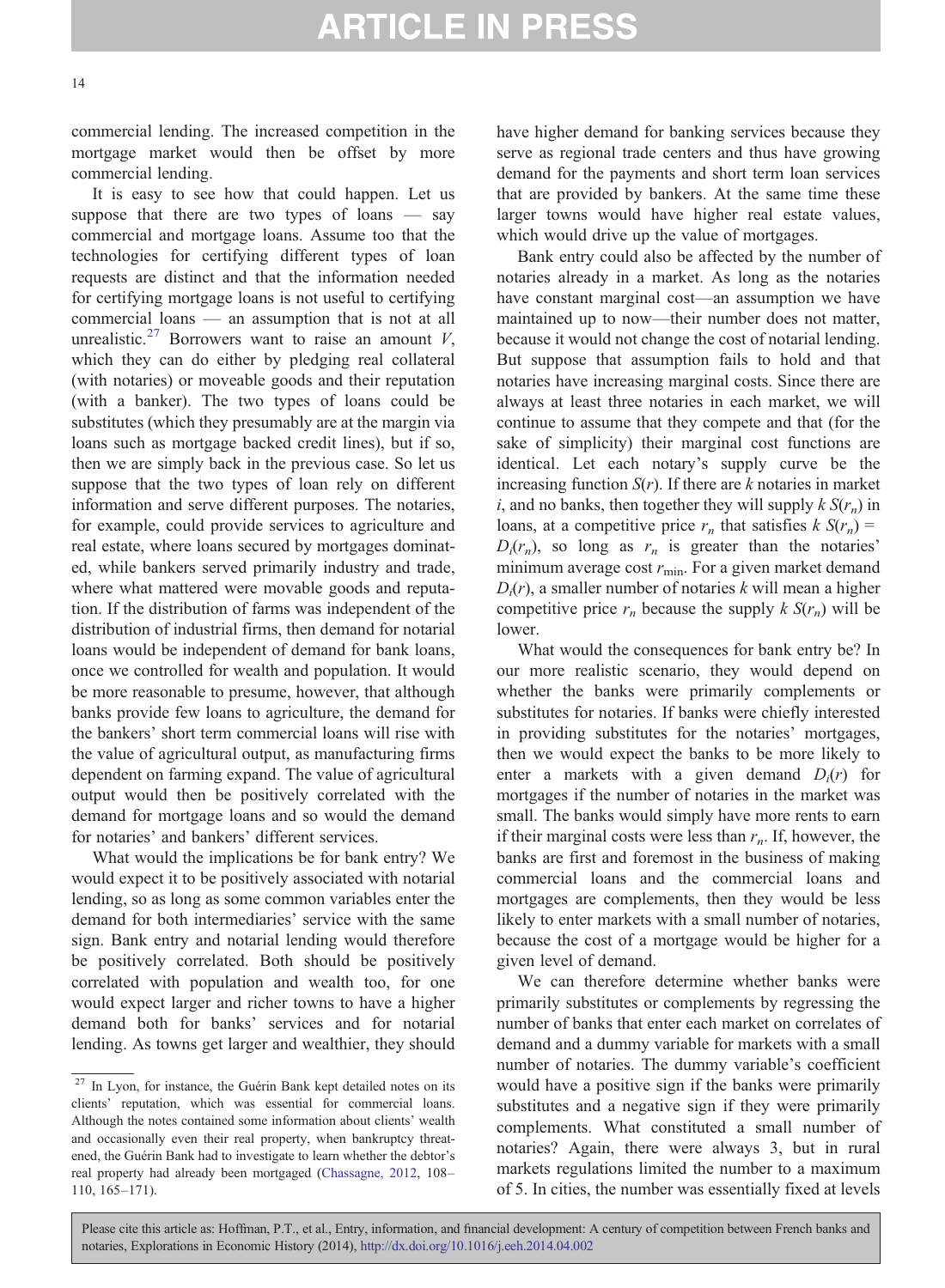commercial lending. The increased competition in the mortgage market would then be offset by more commercial lending.

It is easy to see how that could happen. Let us suppose that there are two types of loans — say commercial and mortgage loans. Assume too that the technologies for certifying different types of loan requests are distinct and that the information needed for certifying mortgage loans is not useful to certifying commercial loans — an assumption that is not at all unrealistic.[27] Borrowers want to raise an amount $V$, which they can do either by pledging real collateral (with notaries) or moveable goods and their reputation (with a banker). The two types of loans could be substitutes (which they presumably are at the margin via loans such as mortgage backed credit lines), but if so, then we are simply back in the previous case. So let us suppose that the two types of loan rely on different information and serve different purposes. The notaries, for example, could provide services to agriculture and real estate, where loans secured by mortgages dominated, while bankers served primarily industry and trade, where what mattered were movable goods and reputation. If the distribution of farms was independent of the distribution of industrial firms, then demand for notarial loans would be independent of demand for bank loans, once we controlled for wealth and population. It would be more reasonable to presume, however, that although banks provide few loans to agriculture, the demand for the bankers' short term commercial loans will rise with the value of agricultural output, as manufacturing firms dependent on farming expand. The value of agricultural output would then be positively correlated with the demand for mortgage loans and so would the demand for notaries' and bankers' different services.

What would the implications be for bank entry? We would expect it to be positively associated with notarial lending, so as long as some common variables enter the demand for both intermediaries' service with the same sign. Bank entry and notarial lending would therefore be positively correlated. Both should be positively correlated with population and wealth too, for one would expect larger and richer towns to have a higher demand both for banks' services and for notarial lending. As towns get larger and wealthier, they should have higher demand for banking services because they serve as regional trade centers and thus have growing demand for the payments and short term loan services that are provided by bankers. At the same time these larger towns would have higher real estate values, which would drive up the value of mortgages.

Bank entry could also be affected by the number of notaries already in a market. As long as the notaries have constant marginal cost—an assumption we have maintained up to now—their number does not matter, because it would not change the cost of notarial lending. But suppose that assumption fails to hold and that notaries have increasing marginal costs. Since there are always at least three notaries in each market, we will continue to assume that they compete and that (for the sake of simplicity) their marginal cost functions are identical. Let each notary's supply curve be the increasing function $S(r)$. If there are $k$ notaries in market $i$, and no banks, then together they will supply $k\,S(r_n)$ in loans, at a competitive price $r_n$ that satisfies $k\,S(r_n) = D_i(r_n)$, so long as $r_n$ is greater than the notaries' minimum average cost $r_{\min}$. For a given market demand $D_i(r)$, a smaller number of notaries $k$ will mean a higher competitive price $r_n$ because the supply $k\,S(r_n)$ will be lower.

What would the consequences for bank entry be? In our more realistic scenario, they would depend on whether the banks were primarily complements or substitutes for notaries. If banks were chiefly interested in providing substitutes for the notaries' mortgages, then we would expect the banks to be more likely to enter a markets with a given demand $D_i(r)$ for mortgages if the number of notaries in the market was small. The banks would simply have more rents to earn if their marginal costs were less than $r_n$. If, however, the banks are first and foremost in the business of making commercial loans and the commercial loans and mortgages are complements, then they would be less likely to enter markets with a small number of notaries, because the cost of a mortgage would be higher for a given level of demand.

We can therefore determine whether banks were primarily substitutes or complements by regressing the number of banks that enter each market on correlates of demand and a dummy variable for markets with a small number of notaries. The dummy variable's coefficient would have a positive sign if the banks were primarily substitutes and a negative sign if they were primarily complements. What constituted a small number of notaries? Again, there were always 3, but in rural markets regulations limited the number to a maximum of 5. In cities, the number was essentially fixed at levels

---

[27] In Lyon, for instance, the Guérin Bank kept detailed notes on its clients' reputation, which was essential for commercial loans. Although the notes contained some information about clients' wealth and occasionally even their real property, when bankruptcy threatened, the Guérin Bank had to investigate to learn whether the debtor's real property had already been mortgaged (Chassagne, 2012, 108–110, 165–171).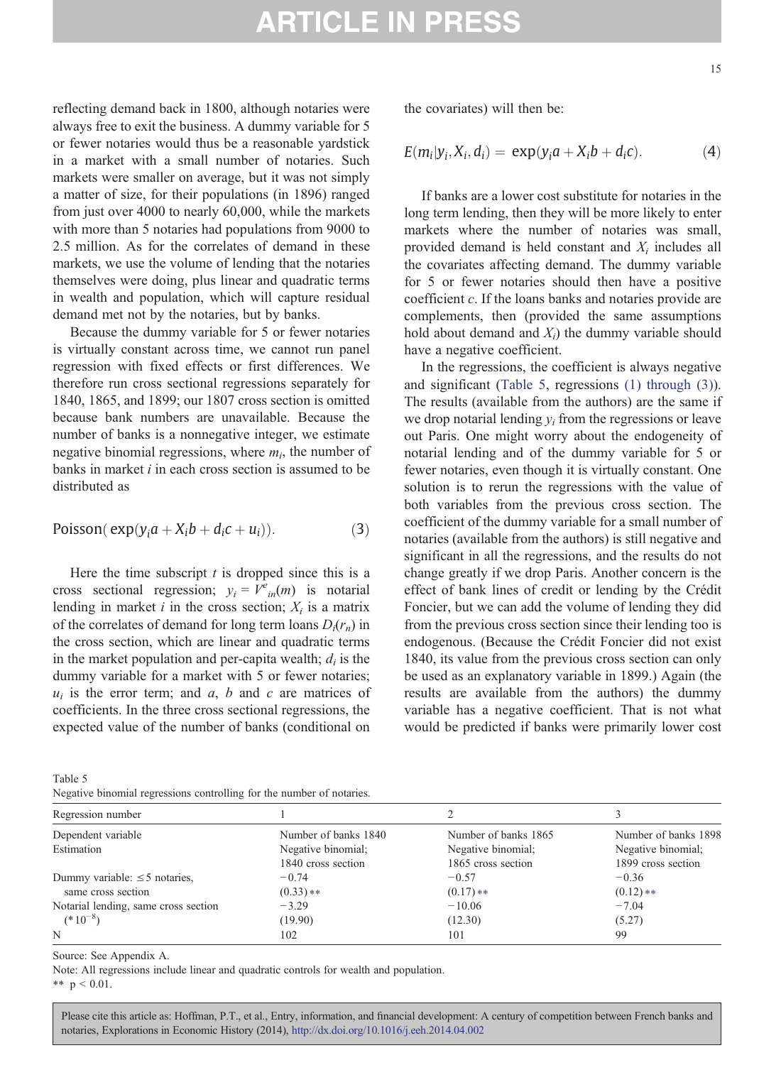reflecting demand back in 1800, although notaries were always free to exit the business. A dummy variable for 5 or fewer notaries would thus be a reasonable yardstick in a market with a small number of notaries. Such markets were smaller on average, but it was not simply a matter of size, for their populations (in 1896) ranged from just over 4000 to nearly 60,000, while the markets with more than 5 notaries had populations from 9000 to 2.5 million. As for the correlates of demand in these markets, we use the volume of lending that the notaries themselves were doing, plus linear and quadratic terms in wealth and population, which will capture residual demand met not by the notaries, but by banks.

Because the dummy variable for 5 or fewer notaries is virtually constant across time, we cannot run panel regression with fixed effects or first differences. We therefore run cross sectional regressions separately for 1840, 1865, and 1899; our 1807 cross section is omitted because bank numbers are unavailable. Because the number of banks is a nonnegative integer, we estimate negative binomial regressions, where $m_i$, the number of banks in market $i$ in each cross section is assumed to be distributed as

$$\text{Poisson}(\exp(y_i a + X_i b + d_i c + u_i)). \tag{3}$$

Here the time subscript $t$ is dropped since this is a cross sectional regression; $y_i = V^e_{in}(m)$ is notarial lending in market $i$ in the cross section; $X_i$ is a matrix of the correlates of demand for long term loans $D_i(r_n)$ in the cross section, which are linear and quadratic terms in the market population and per-capita wealth; $d_i$ is the dummy variable for a market with 5 or fewer notaries; $u_i$ is the error term; and $a$, $b$ and $c$ are matrices of coefficients. In the three cross sectional regressions, the expected value of the number of banks (conditional on the covariates) will then be:

$$E(m_i | y_i, X_i, d_i) = \exp(y_i a + X_i b + d_i c). \tag{4}$$

If banks are a lower cost substitute for notaries in the long term lending, then they will be more likely to enter markets where the number of notaries was small, provided demand is held constant and $X_i$ includes all the covariates affecting demand. The dummy variable for 5 or fewer notaries should then have a positive coefficient $c$. If the loans banks and notaries provide are complements, then (provided the same assumptions hold about demand and $X_i$) the dummy variable should have a negative coefficient.

In the regressions, the coefficient is always negative and significant (Table 5, regressions (1) through (3)). The results (available from the authors) are the same if we drop notarial lending $y_i$ from the regressions or leave out Paris. One might worry about the endogeneity of notarial lending and of the dummy variable for 5 or fewer notaries, even though it is virtually constant. One solution is to rerun the regressions with the value of both variables from the previous cross section. The coefficient of the dummy variable for a small number of notaries (available from the authors) is still negative and significant in all the regressions, and the results do not change greatly if we drop Paris. Another concern is the effect of bank lines of credit or lending by the Crédit Foncier, but we can add the volume of lending they did from the previous cross section since their lending too is endogenous. (Because the Crédit Foncier did not exist 1840, its value from the previous cross section can only be used as an explanatory variable in 1899.) Again (the results are available from the authors) the dummy variable has a negative coefficient. That is not what would be predicted if banks were primarily lower cost

Table 5
Negative binomial regressions controlling for the number of notaries.

| Regression number | 1 | 2 | 3 |
|---|---|---|---|
| Dependent variable | Number of banks 1840 | Number of banks 1865 | Number of banks 1898 |
| Estimation | Negative binomial; 1840 cross section | Negative binomial; 1865 cross section | Negative binomial; 1899 cross section |
| Dummy variable: ≤5 notaries, same cross section | −0.74<br>(0.33)** | −0.57<br>(0.17)** | −0.36<br>(0.12)** |
| Notarial lending, same cross section ($*10^{-8}$) | −3.29<br>(19.90) | −10.06<br>(12.30) | −7.04<br>(5.27) |
| N | 102 | 101 | 99 |

Source: See Appendix A.

Note: All regressions include linear and quadratic controls for wealth and population.

** $p < 0.01$.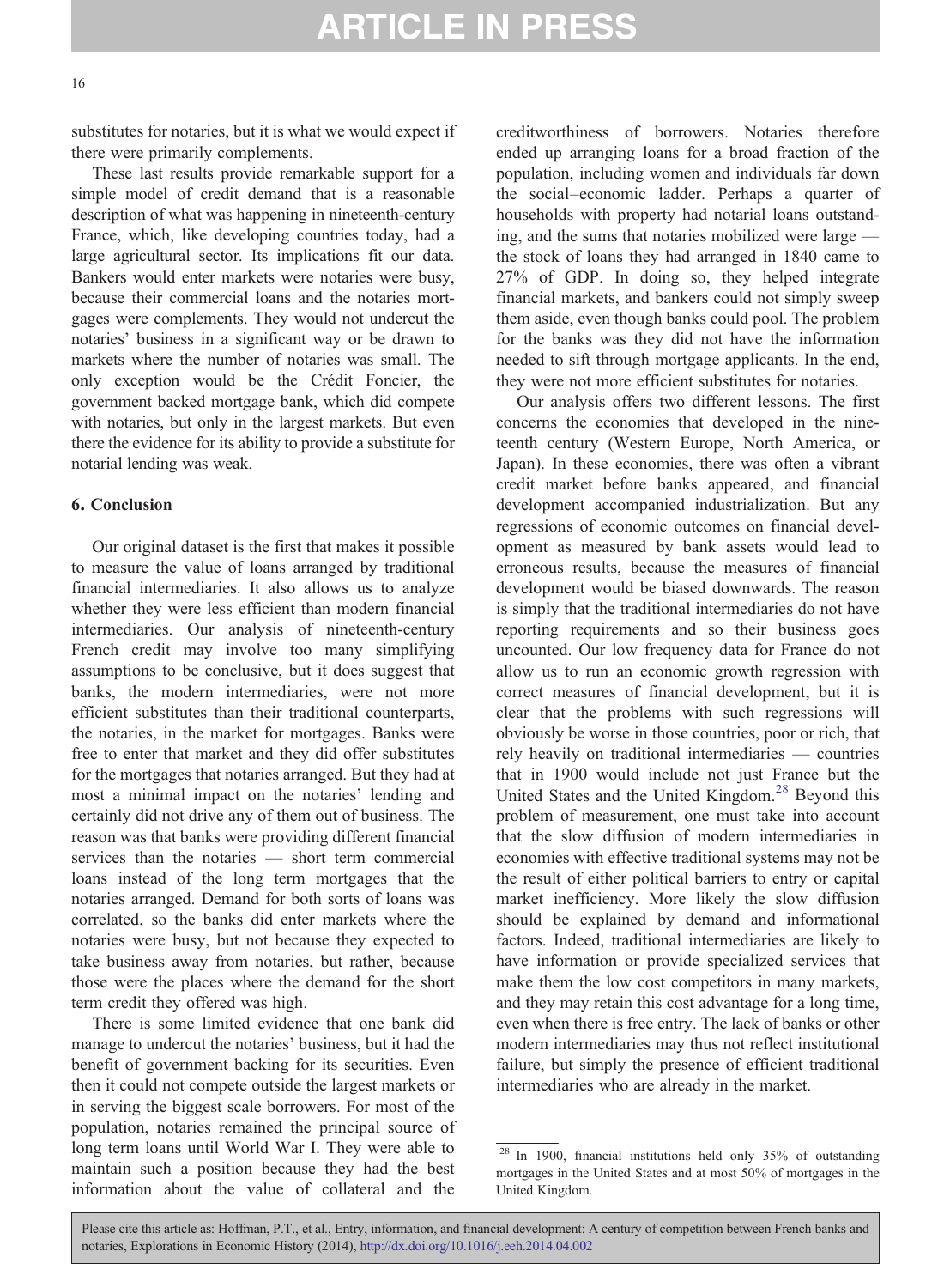substitutes for notaries, but it is what we would expect if there were primarily complements.

These last results provide remarkable support for a simple model of credit demand that is a reasonable description of what was happening in nineteenth-century France, which, like developing countries today, had a large agricultural sector. Its implications fit our data. Bankers would enter markets were notaries were busy, because their commercial loans and the notaries mortgages were complements. They would not undercut the notaries' business in a significant way or be drawn to markets where the number of notaries was small. The only exception would be the Crédit Foncier, the government backed mortgage bank, which did compete with notaries, but only in the largest markets. But even there the evidence for its ability to provide a substitute for notarial lending was weak.

## 6. Conclusion

Our original dataset is the first that makes it possible to measure the value of loans arranged by traditional financial intermediaries. It also allows us to analyze whether they were less efficient than modern financial intermediaries. Our analysis of nineteenth-century French credit may involve too many simplifying assumptions to be conclusive, but it does suggest that banks, the modern intermediaries, were not more efficient substitutes than their traditional counterparts, the notaries, in the market for mortgages. Banks were free to enter that market and they did offer substitutes for the mortgages that notaries arranged. But they had at most a minimal impact on the notaries' lending and certainly did not drive any of them out of business. The reason was that banks were providing different financial services than the notaries — short term commercial loans instead of the long term mortgages that the notaries arranged. Demand for both sorts of loans was correlated, so the banks did enter markets where the notaries were busy, but not because they expected to take business away from notaries, but rather, because those were the places where the demand for the short term credit they offered was high.

There is some limited evidence that one bank did manage to undercut the notaries' business, but it had the benefit of government backing for its securities. Even then it could not compete outside the largest markets or in serving the biggest scale borrowers. For most of the population, notaries remained the principal source of long term loans until World War I. They were able to maintain such a position because they had the best information about the value of collateral and the creditworthiness of borrowers. Notaries therefore ended up arranging loans for a broad fraction of the population, including women and individuals far down the social–economic ladder. Perhaps a quarter of households with property had notarial loans outstanding, and the sums that notaries mobilized were large — the stock of loans they had arranged in 1840 came to 27% of GDP. In doing so, they helped integrate financial markets, and bankers could not simply sweep them aside, even though banks could pool. The problem for the banks was they did not have the information needed to sift through mortgage applicants. In the end, they were not more efficient substitutes for notaries.

Our analysis offers two different lessons. The first concerns the economies that developed in the nineteenth century (Western Europe, North America, or Japan). In these economies, there was often a vibrant credit market before banks appeared, and financial development accompanied industrialization. But any regressions of economic outcomes on financial development as measured by bank assets would lead to erroneous results, because the measures of financial development would be biased downwards. The reason is simply that the traditional intermediaries do not have reporting requirements and so their business goes uncounted. Our low frequency data for France do not allow us to run an economic growth regression with correct measures of financial development, but it is clear that the problems with such regressions will obviously be worse in those countries, poor or rich, that rely heavily on traditional intermediaries — countries that in 1900 would include not just France but the United States and the United Kingdom.[28] Beyond this problem of measurement, one must take into account that the slow diffusion of modern intermediaries in economies with effective traditional systems may not be the result of either political barriers to entry or capital market inefficiency. More likely the slow diffusion should be explained by demand and informational factors. Indeed, traditional intermediaries are likely to have information or provide specialized services that make them the low cost competitors in many markets, and they may retain this cost advantage for a long time, even when there is free entry. The lack of banks or other modern intermediaries may thus not reflect institutional failure, but simply the presence of efficient traditional intermediaries who are already in the market.

[28] In 1900, financial institutions held only 35% of outstanding mortgages in the United States and at most 50% of mortgages in the United Kingdom.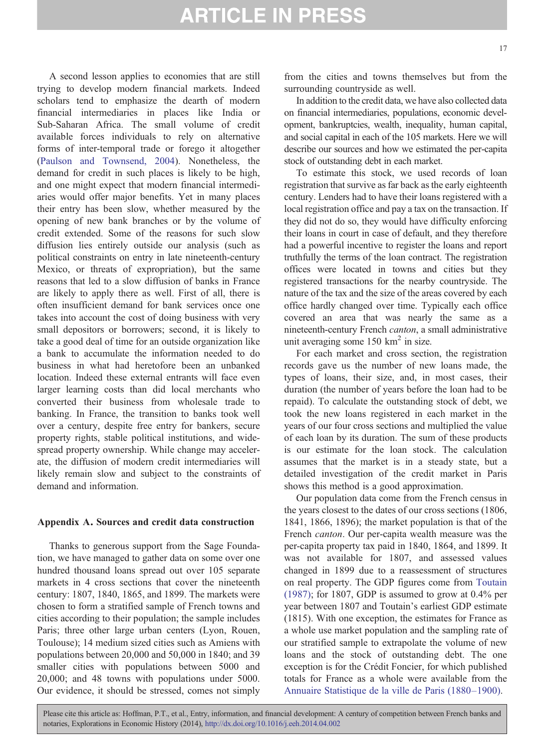A second lesson applies to economies that are still trying to develop modern financial markets. Indeed scholars tend to emphasize the dearth of modern financial intermediaries in places like India or Sub-Saharan Africa. The small volume of credit available forces individuals to rely on alternative forms of inter-temporal trade or forego it altogether (Paulson and Townsend, 2004). Nonetheless, the demand for credit in such places is likely to be high, and one might expect that modern financial intermediaries would offer major benefits. Yet in many places their entry has been slow, whether measured by the opening of new bank branches or by the volume of credit extended. Some of the reasons for such slow diffusion lies entirely outside our analysis (such as political constraints on entry in late nineteenth-century Mexico, or threats of expropriation), but the same reasons that led to a slow diffusion of banks in France are likely to apply there as well. First of all, there is often insufficient demand for bank services once one takes into account the cost of doing business with very small depositors or borrowers; second, it is likely to take a good deal of time for an outside organization like a bank to accumulate the information needed to do business in what had heretofore been an unbanked location. Indeed these external entrants will face even larger learning costs than did local merchants who converted their business from wholesale trade to banking. In France, the transition to banks took well over a century, despite free entry for bankers, secure property rights, stable political institutions, and widespread property ownership. While change may accelerate, the diffusion of modern credit intermediaries will likely remain slow and subject to the constraints of demand and information.

## Appendix A. Sources and credit data construction

Thanks to generous support from the Sage Foundation, we have managed to gather data on some over one hundred thousand loans spread out over 105 separate markets in 4 cross sections that cover the nineteenth century: 1807, 1840, 1865, and 1899. The markets were chosen to form a stratified sample of French towns and cities according to their population; the sample includes Paris; three other large urban centers (Lyon, Rouen, Toulouse); 14 medium sized cities such as Amiens with populations between 20,000 and 50,000 in 1840; and 39 smaller cities with populations between 5000 and 20,000; and 48 towns with populations under 5000. Our evidence, it should be stressed, comes not simply from the cities and towns themselves but from the surrounding countryside as well.

In addition to the credit data, we have also collected data on financial intermediaries, populations, economic development, bankruptcies, wealth, inequality, human capital, and social capital in each of the 105 markets. Here we will describe our sources and how we estimated the per-capita stock of outstanding debt in each market.

To estimate this stock, we used records of loan registration that survive as far back as the early eighteenth century. Lenders had to have their loans registered with a local registration office and pay a tax on the transaction. If they did not do so, they would have difficulty enforcing their loans in court in case of default, and they therefore had a powerful incentive to register the loans and report truthfully the terms of the loan contract. The registration offices were located in towns and cities but they registered transactions for the nearby countryside. The nature of the tax and the size of the areas covered by each office hardly changed over time. Typically each office covered an area that was nearly the same as a nineteenth-century French *canton*, a small administrative unit averaging some 150 km$^2$ in size.

For each market and cross section, the registration records gave us the number of new loans made, the types of loans, their size, and, in most cases, their duration (the number of years before the loan had to be repaid). To calculate the outstanding stock of debt, we took the new loans registered in each market in the years of our four cross sections and multiplied the value of each loan by its duration. The sum of these products is our estimate for the loan stock. The calculation assumes that the market is in a steady state, but a detailed investigation of the credit market in Paris shows this method is a good approximation.

Our population data come from the French census in the years closest to the dates of our cross sections (1806, 1841, 1866, 1896); the market population is that of the French *canton*. Our per-capita wealth measure was the per-capita property tax paid in 1840, 1864, and 1899. It was not available for 1807, and assessed values changed in 1899 due to a reassessment of structures on real property. The GDP figures come from Toutain (1987); for 1807, GDP is assumed to grow at 0.4% per year between 1807 and Toutain's earliest GDP estimate (1815). With one exception, the estimates for France as a whole use market population and the sampling rate of our stratified sample to extrapolate the volume of new loans and the stock of outstanding debt. The one exception is for the Crédit Foncier, for which published totals for France as a whole were available from the Annuaire Statistique de la ville de Paris (1880–1900).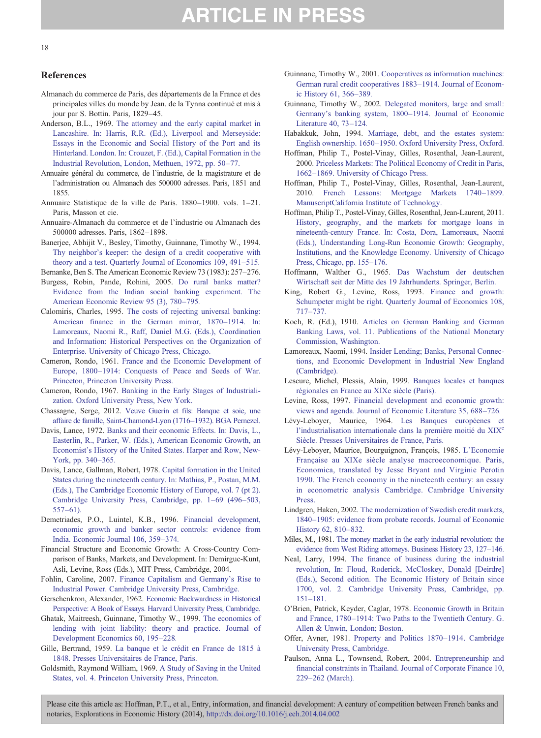## References

Almanach du commerce de Paris, des départements de la France et des principales villes du monde by Jean. de la Tynna continué et mis à jour par S. Bottin. Paris, 1829–45.

Anderson, B.L., 1969. The attorney and the early capital market in Lancashire. In: Harris, R.R. (Ed.), Liverpool and Merseyside: Essays in the Economic and Social History of the Port and its Hinterland. London. In: Crouzet, F. (Ed.), Capital Formation in the Industrial Revolution, London, Methuen, 1972, pp. 50–77.

Annuaire général du commerce, de l'industrie, de la magistrature et de l'administration ou Almanach des 500000 adresses. Paris, 1851 and 1855.

Annuaire Statistique de la ville de Paris. 1880–1900. vols. 1–21. Paris, Masson et cie.

Annuaire-Almanach du commerce et de l'industrie ou Almanach des 500000 adresses. Paris, 1862–1898.

Banerjee, Abhijit V., Besley, Timothy, Guinnane, Timothy W., 1994. Thy neighbor's keeper: the design of a credit cooperative with theory and a test. Quarterly Journal of Economics 109, 491–515.

Bernanke, Ben S. The American Economic Review 73 (1983): 257–276.

Burgess, Robin, Pande, Rohini, 2005. Do rural banks matter? Evidence from the Indian social banking experiment. The American Economic Review 95 (3), 780–795.

Calomiris, Charles, 1995. The costs of rejecting universal banking: American finance in the German mirror, 1870–1914. In: Lamoreaux, Naomi R., Raff, Daniel M.G. (Eds.), Coordination and Information: Historical Perspectives on the Organization of Enterprise. University of Chicago Press, Chicago.

Cameron, Rondo, 1961. France and the Economic Development of Europe, 1800–1914: Conquests of Peace and Seeds of War. Princeton, Princeton University Press.

Cameron, Rondo, 1967. Banking in the Early Stages of Industrialization. Oxford University Press, New York.

Chassagne, Serge, 2012. Veuve Guerin et fils: Banque et soie, une affaire de famille, Saint-Chamond-Lyon (1716–1932). BGA Pernezel.

Davis, Lance, 1972. Banks and their economic Effects. In: Davis, L., Easterlin, R., Parker, W. (Eds.), American Economic Growth, an Economist's History of the United States. Harper and Row, New-York, pp. 340–365.

Davis, Lance, Gallman, Robert, 1978. Capital formation in the United States during the nineteenth century. In: Mathias, P., Postan, M.M. (Eds.), The Cambridge Economic History of Europe, vol. 7 (pt 2). Cambridge University Press, Cambridge, pp. 1–69 (496–503, 557–61).

Demetriades, P.O., Luintel, K.B., 1996. Financial development, economic growth and banker sector controls: evidence from India. Economic Journal 106, 359–374.

Financial Structure and Economic Growth: A Cross-Country Comparison of Banks, Markets, and Development. In: Demirguc-Kunt, Asli, Levine, Ross (Eds.), MIT Press, Cambridge, 2004.

Fohlin, Caroline, 2007. Finance Capitalism and Germany's Rise to Industrial Power. Cambridge University Press, Cambridge.

Gerschenkron, Alexander, 1962. Economic Backwardness in Historical Perspective: A Book of Essays. Harvard University Press, Cambridge.

Ghatak, Maitreesh, Guinnane, Timothy W., 1999. The economics of lending with joint liability: theory and practice. Journal of Development Economics 60, 195–228.

Gille, Bertrand, 1959. La banque et le crédit en France de 1815 à 1848. Presses Universitaires de France, Paris.

Goldsmith, Raymond William, 1969. A Study of Saving in the United States, vol. 4. Princeton University Press, Princeton.

Guinnane, Timothy W., 2001. Cooperatives as information machines: German rural credit cooperatives 1883–1914. Journal of Economic History 61, 366–389.

Guinnane, Timothy W., 2002. Delegated monitors, large and small: Germany's banking system, 1800–1914. Journal of Economic Literature 40, 73–124.

Habakkuk, John, 1994. Marriage, debt, and the estates system: English ownership. 1650–1950. Oxford University Press, Oxford.

Hoffman, Philip T., Postel-Vinay, Gilles, Rosenthal, Jean-Laurent, 2000. Priceless Markets: The Political Economy of Credit in Paris, 1662–1869. University of Chicago Press.

Hoffman, Philip T., Postel-Vinay, Gilles, Rosenthal, Jean-Laurent, 2010. French Lessons: Mortgage Markets 1740–1899. ManuscriptCalifornia Institute of Technology.

Hoffman, Philip T., Postel-Vinay, Gilles, Rosenthal, Jean-Laurent, 2011. History, geography, and the markets for mortgage loans in nineteenth-century France. In: Costa, Dora, Lamoreaux, Naomi (Eds.), Understanding Long-Run Economic Growth: Geography, Institutions, and the Knowledge Economy. University of Chicago Press, Chicago, pp. 155–176.

Hoffmann, Walther G., 1965. Das Wachstum der deutschen Wirtschaft seit der Mitte des 19 Jahrhunderts. Springer, Berlin.

King, Robert G., Levine, Ross, 1993. Finance and growth: Schumpeter might be right. Quarterly Journal of Economics 108, 717–737.

Koch, R. (Ed.), 1910. Articles on German Banking and German Banking Laws, vol. 11. Publications of the National Monetary Commission, Washington.

Lamoreaux, Naomi, 1994. Insider Lending; Banks, Personal Connections, and Economic Development in Industrial New England (Cambridge).

Lescure, Michel, Plessis, Alain, 1999. Banques locales et banques régionales en France au XIXe siècle (Paris).

Levine, Ross, 1997. Financial development and economic growth: views and agenda. Journal of Economic Literature 35, 688–726.

Lévy-Leboyer, Maurice, 1964. Les Banques européenes et l'industrialisation internationale dans la première moitié du XIX[e] Siècle. Presses Universitaires de France, Paris.

Lévy-Leboyer, Maurice, Bourguignon, François, 1985. L'Economie Française au XIXe siècle analyse macroeconomique. Paris, Economica, translated by Jesse Bryant and Virginie Perotin 1990. The French economy in the nineteenth century: an essay in econometric analysis Cambridge. Cambridge University Press.

Lindgren, Haken, 2002. The modernization of Swedish credit markets, 1840–1905: evidence from probate records. Journal of Economic History 62, 810–832.

Miles, M., 1981. The money market in the early industrial revolution: the evidence from West Riding attorneys. Business History 23, 127–146.

Neal, Larry, 1994. The finance of business during the industrial revolution, In: Floud, Roderick, McCloskey, Donald [Deirdre] (Eds.), Second edition. The Economic History of Britain since 1700, vol. 2. Cambridge University Press, Cambridge, pp. 151–181.

O'Brien, Patrick, Keyder, Caglar, 1978. Economic Growth in Britain and France, 1780–1914: Two Paths to the Twentieth Century. G. Allen & Unwin, London; Boston.

Offer, Avner, 1981. Property and Politics 1870–1914. Cambridge University Press, Cambridge.

Paulson, Anna L., Townsend, Robert, 2004. Entrepreneurship and financial constraints in Thailand. Journal of Corporate Finance 10, 229–262 (March).

Please cite this article as: Hoffman, P.T., et al., Entry, information, and financial development: A century of competition between French banks and notaries, Explorations in Economic History (2014), http://dx.doi.org/10.1016/j.eeh.2014.04.002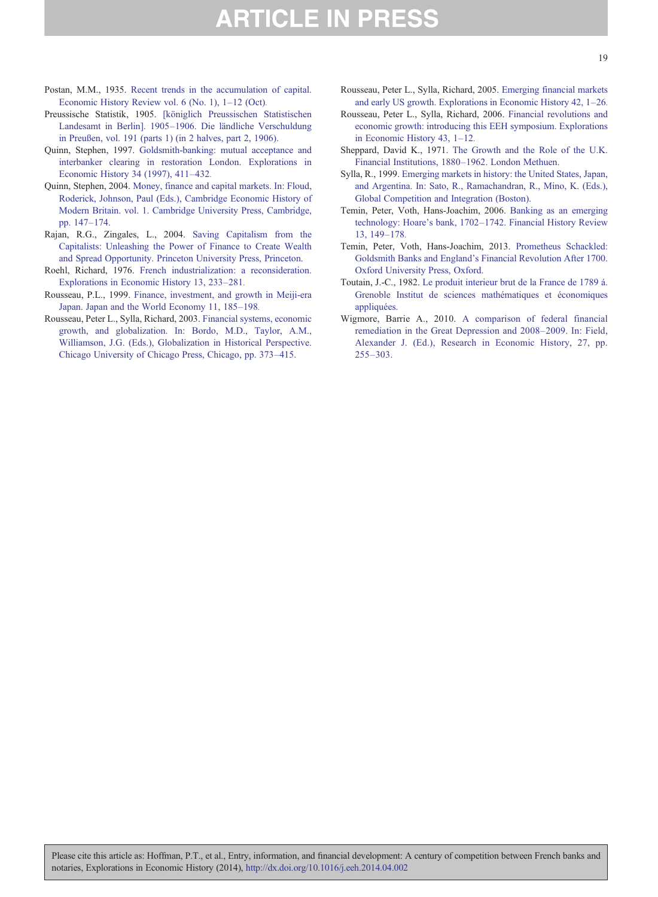Postan, M.M., 1935. Recent trends in the accumulation of capital. Economic History Review vol. 6 (No. 1), 1–12 (Oct).

Preussische Statistik, 1905. [königlich Preussischen Statistischen Landesamt in Berlin]. 1905–1906. Die ländliche Verschuldung in Preußen, vol. 191 (parts 1) (in 2 halves, part 2, 1906).

Quinn, Stephen, 1997. Goldsmith-banking: mutual acceptance and interbanker clearing in restoration London. Explorations in Economic History 34 (1997), 411–432.

Quinn, Stephen, 2004. Money, finance and capital markets. In: Floud, Roderick, Johnson, Paul (Eds.), Cambridge Economic History of Modern Britain. vol. 1. Cambridge University Press, Cambridge, pp. 147–174.

Rajan, R.G., Zingales, L., 2004. Saving Capitalism from the Capitalists: Unleashing the Power of Finance to Create Wealth and Spread Opportunity. Princeton University Press, Princeton.

Roehl, Richard, 1976. French industrialization: a reconsideration. Explorations in Economic History 13, 233–281.

Rousseau, P.L., 1999. Finance, investment, and growth in Meiji-era Japan. Japan and the World Economy 11, 185–198.

Rousseau, Peter L., Sylla, Richard, 2003. Financial systems, economic growth, and globalization. In: Bordo, M.D., Taylor, A.M., Williamson, J.G. (Eds.), Globalization in Historical Perspective. Chicago University of Chicago Press, Chicago, pp. 373–415.

Rousseau, Peter L., Sylla, Richard, 2005. Emerging financial markets and early US growth. Explorations in Economic History 42, 1–26.

Rousseau, Peter L., Sylla, Richard, 2006. Financial revolutions and economic growth: introducing this EEH symposium. Explorations in Economic History 43, 1–12.

Sheppard, David K., 1971. The Growth and the Role of the U.K. Financial Institutions, 1880–1962. London Methuen.

Sylla, R., 1999. Emerging markets in history: the United States, Japan, and Argentina. In: Sato, R., Ramachandran, R., Mino, K. (Eds.), Global Competition and Integration (Boston).

Temin, Peter, Voth, Hans-Joachim, 2006. Banking as an emerging technology: Hoare's bank, 1702–1742. Financial History Review 13, 149–178.

Temin, Peter, Voth, Hans-Joachim, 2013. Prometheus Schackled: Goldsmith Banks and England's Financial Revolution After 1700. Oxford University Press, Oxford.

Toutain, J.-C., 1982. Le produit interieur brut de la France de 1789 á. Grenoble Institut de sciences mathématiques et économiques appliquées.

Wigmore, Barrie A., 2010. A comparison of federal financial remediation in the Great Depression and 2008–2009. In: Field, Alexander J. (Ed.), Research in Economic History, 27, pp. 255–303.